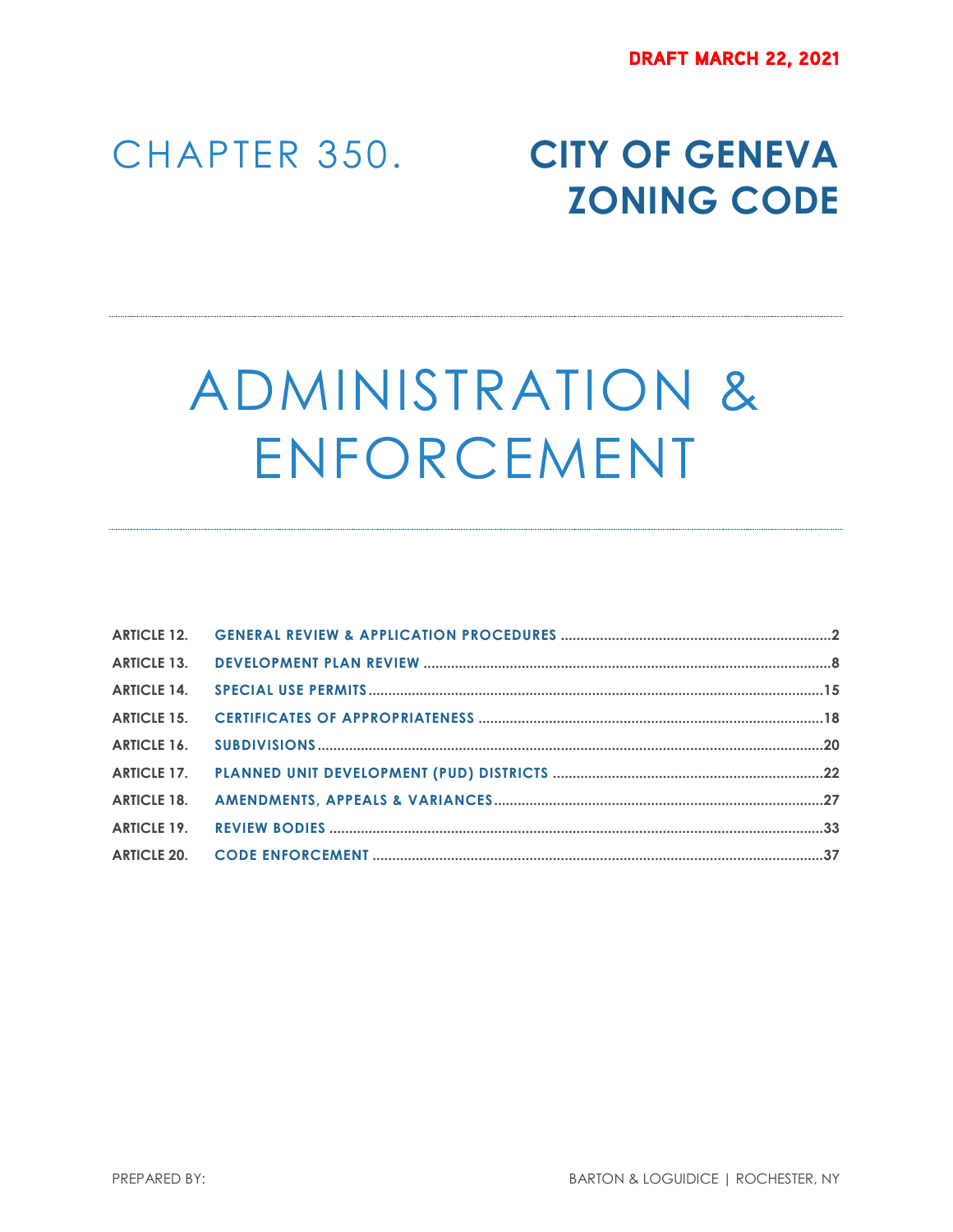**DRAFT MARCH 22, 2021**

# CHAPTER 350. CITY OF GENEVA ZONING CODE

# ADMINISTRATION & ENFORCEMENT

| | | |
|---|---|---|
| **ARTICLE 12.** | **GENERAL REVIEW & APPLICATION PROCEDURES** | 2 |
| **ARTICLE 13.** | **DEVELOPMENT PLAN REVIEW** | 8 |
| **ARTICLE 14.** | **SPECIAL USE PERMITS** | 15 |
| **ARTICLE 15.** | **CERTIFICATES OF APPROPRIATENESS** | 18 |
| **ARTICLE 16.** | **SUBDIVISIONS** | 20 |
| **ARTICLE 17.** | **PLANNED UNIT DEVELOPMENT (PUD) DISTRICTS** | 22 |
| **ARTICLE 18.** | **AMENDMENTS, APPEALS & VARIANCES** | 27 |
| **ARTICLE 19.** | **REVIEW BODIES** | 33 |
| **ARTICLE 20.** | **CODE ENFORCEMENT** | 37 |

PREPARED BY: BARTON & LOGUIDICE | ROCHESTER, NY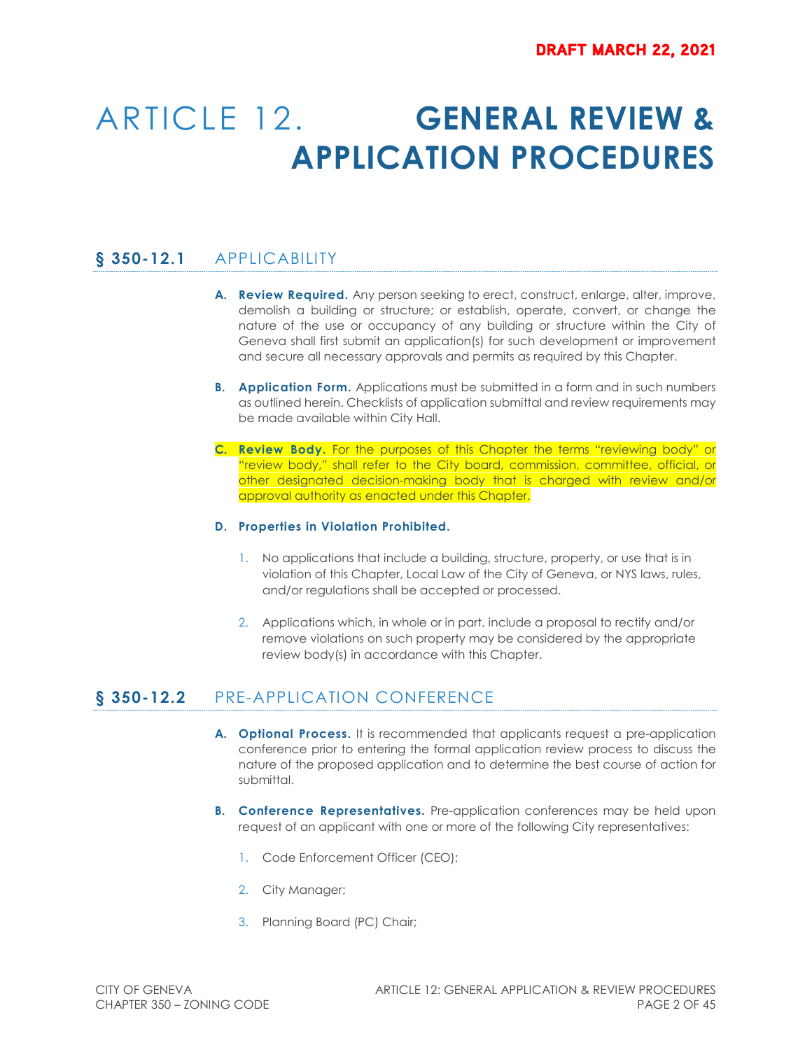# ARTICLE 12. GENERAL REVIEW & APPLICATION PROCEDURES

## § 350-12.1 APPLICABILITY

**A. Review Required.** Any person seeking to erect, construct, enlarge, alter, improve, demolish a building or structure; or establish, operate, convert, or change the nature of the use or occupancy of any building or structure within the City of Geneva shall first submit an application(s) for such development or improvement and secure all necessary approvals and permits as required by this Chapter.

**B. Application Form.** Applications must be submitted in a form and in such numbers as outlined herein. Checklists of application submittal and review requirements may be made available within City Hall.

**C. Review Body.** For the purposes of this Chapter the terms "reviewing body" or "review body," shall refer to the City board, commission, committee, official, or other designated decision-making body that is charged with review and/or approval authority as enacted under this Chapter.

**D. Properties in Violation Prohibited.**

1. No applications that include a building, structure, property, or use that is in violation of this Chapter, Local Law of the City of Geneva, or NYS laws, rules, and/or regulations shall be accepted or processed.

2. Applications which, in whole or in part, include a proposal to rectify and/or remove violations on such property may be considered by the appropriate review body(s) in accordance with this Chapter.

## § 350-12.2 PRE-APPLICATION CONFERENCE

**A. Optional Process.** It is recommended that applicants request a pre-application conference prior to entering the formal application review process to discuss the nature of the proposed application and to determine the best course of action for submittal.

**B. Conference Representatives.** Pre-application conferences may be held upon request of an applicant with one or more of the following City representatives:

1. Code Enforcement Officer (CEO);

2. City Manager;

3. Planning Board (PC) Chair;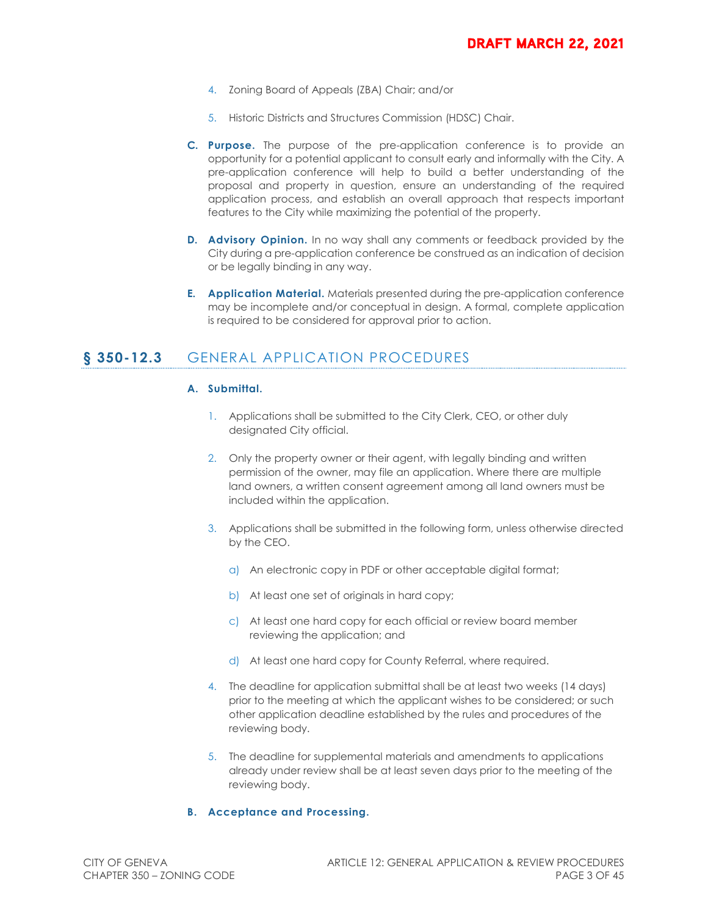4. Zoning Board of Appeals (ZBA) Chair; and/or

5. Historic Districts and Structures Commission (HDSC) Chair.

**C. Purpose.** The purpose of the pre-application conference is to provide an opportunity for a potential applicant to consult early and informally with the City. A pre-application conference will help to build a better understanding of the proposal and property in question, ensure an understanding of the required application process, and establish an overall approach that respects important features to the City while maximizing the potential of the property.

**D. Advisory Opinion.** In no way shall any comments or feedback provided by the City during a pre-application conference be construed as an indication of decision or be legally binding in any way.

**E. Application Material.** Materials presented during the pre-application conference may be incomplete and/or conceptual in design. A formal, complete application is required to be considered for approval prior to action.

## § 350-12.3 GENERAL APPLICATION PROCEDURES

**A. Submittal.**

1. Applications shall be submitted to the City Clerk, CEO, or other duly designated City official.

2. Only the property owner or their agent, with legally binding and written permission of the owner, may file an application. Where there are multiple land owners, a written consent agreement among all land owners must be included within the application.

3. Applications shall be submitted in the following form, unless otherwise directed by the CEO.

   a) An electronic copy in PDF or other acceptable digital format;

   b) At least one set of originals in hard copy;

   c) At least one hard copy for each official or review board member reviewing the application; and

   d) At least one hard copy for County Referral, where required.

4. The deadline for application submittal shall be at least two weeks (14 days) prior to the meeting at which the applicant wishes to be considered; or such other application deadline established by the rules and procedures of the reviewing body.

5. The deadline for supplemental materials and amendments to applications already under review shall be at least seven days prior to the meeting of the reviewing body.

**B. Acceptance and Processing.**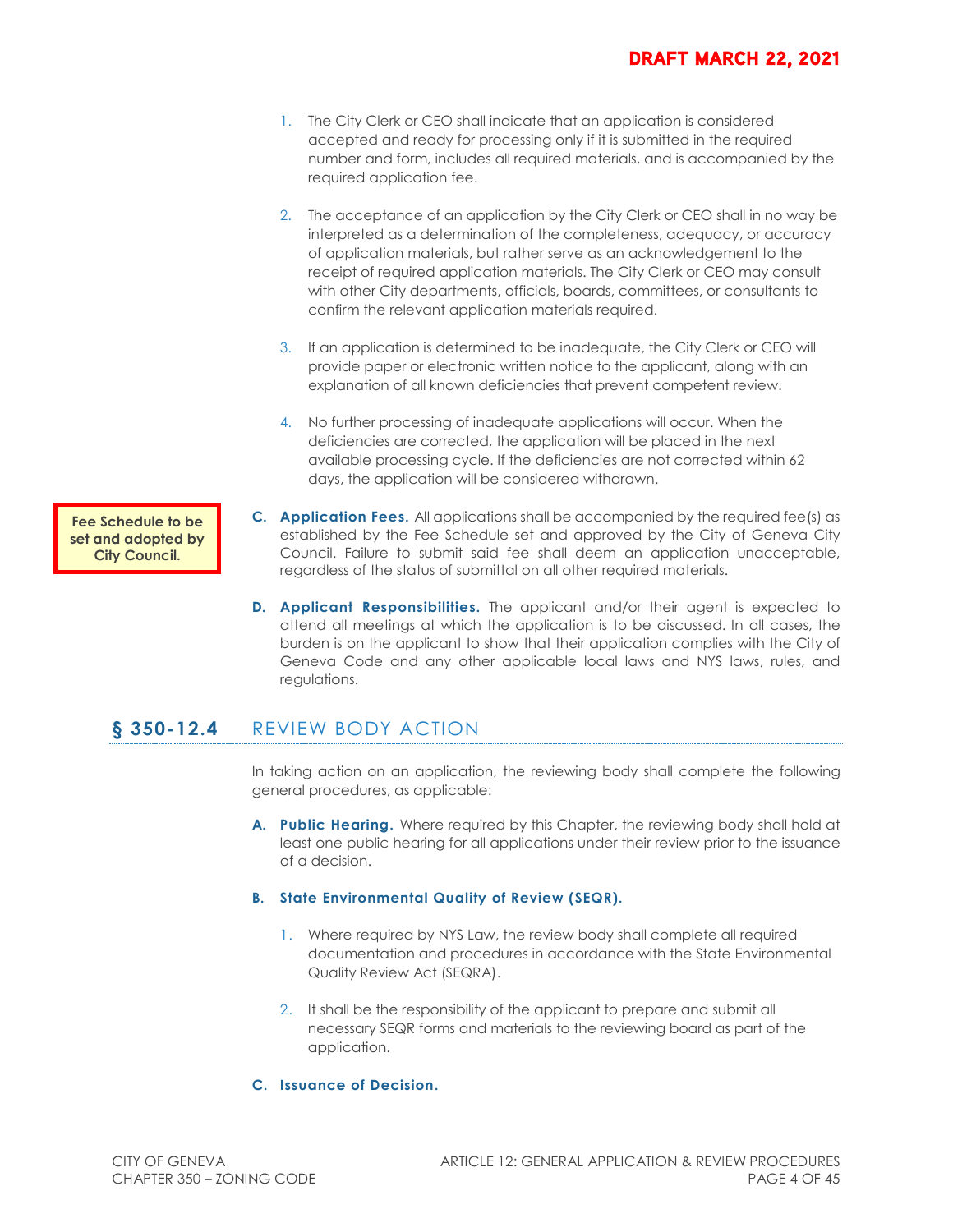DRAFT MARCH 22, 2021

1. The City Clerk or CEO shall indicate that an application is considered accepted and ready for processing only if it is submitted in the required number and form, includes all required materials, and is accompanied by the required application fee.

2. The acceptance of an application by the City Clerk or CEO shall in no way be interpreted as a determination of the completeness, adequacy, or accuracy of application materials, but rather serve as an acknowledgement to the receipt of required application materials. The City Clerk or CEO may consult with other City departments, officials, boards, committees, or consultants to confirm the relevant application materials required.

3. If an application is determined to be inadequate, the City Clerk or CEO will provide paper or electronic written notice to the applicant, along with an explanation of all known deficiencies that prevent competent review.

4. No further processing of inadequate applications will occur. When the deficiencies are corrected, the application will be placed in the next available processing cycle. If the deficiencies are not corrected within 62 days, the application will be considered withdrawn.

**Fee Schedule to be set and adopted by City Council.**

**C. Application Fees.** All applications shall be accompanied by the required fee(s) as established by the Fee Schedule set and approved by the City of Geneva City Council. Failure to submit said fee shall deem an application unacceptable, regardless of the status of submittal on all other required materials.

**D. Applicant Responsibilities.** The applicant and/or their agent is expected to attend all meetings at which the application is to be discussed. In all cases, the burden is on the applicant to show that their application complies with the City of Geneva Code and any other applicable local laws and NYS laws, rules, and regulations.

## § 350-12.4 REVIEW BODY ACTION

In taking action on an application, the reviewing body shall complete the following general procedures, as applicable:

**A. Public Hearing.** Where required by this Chapter, the reviewing body shall hold at least one public hearing for all applications under their review prior to the issuance of a decision.

**B. State Environmental Quality of Review (SEQR).**

1. Where required by NYS Law, the review body shall complete all required documentation and procedures in accordance with the State Environmental Quality Review Act (SEQRA).

2. It shall be the responsibility of the applicant to prepare and submit all necessary SEQR forms and materials to the reviewing board as part of the application.

**C. Issuance of Decision.**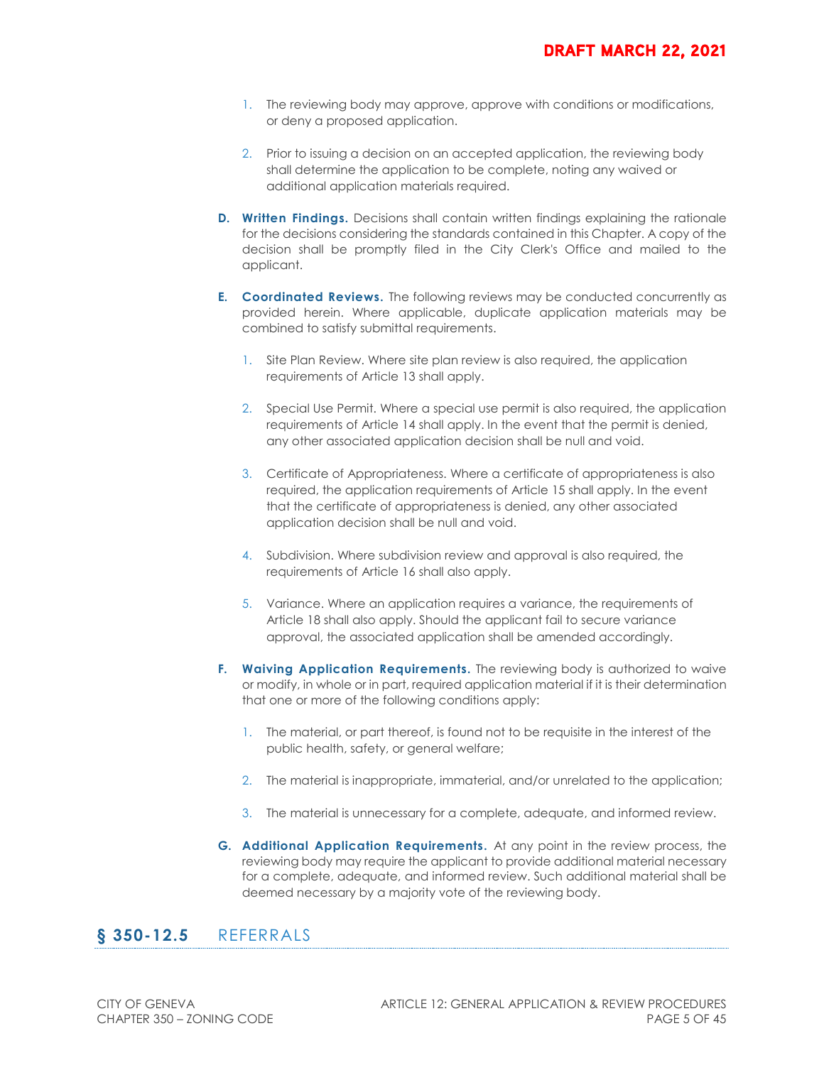1. The reviewing body may approve, approve with conditions or modifications, or deny a proposed application.

2. Prior to issuing a decision on an accepted application, the reviewing body shall determine the application to be complete, noting any waived or additional application materials required.

**D. Written Findings.** Decisions shall contain written findings explaining the rationale for the decisions considering the standards contained in this Chapter. A copy of the decision shall be promptly filed in the City Clerk's Office and mailed to the applicant.

**E. Coordinated Reviews.** The following reviews may be conducted concurrently as provided herein. Where applicable, duplicate application materials may be combined to satisfy submittal requirements.

1. Site Plan Review. Where site plan review is also required, the application requirements of Article 13 shall apply.

2. Special Use Permit. Where a special use permit is also required, the application requirements of Article 14 shall apply. In the event that the permit is denied, any other associated application decision shall be null and void.

3. Certificate of Appropriateness. Where a certificate of appropriateness is also required, the application requirements of Article 15 shall apply. In the event that the certificate of appropriateness is denied, any other associated application decision shall be null and void.

4. Subdivision. Where subdivision review and approval is also required, the requirements of Article 16 shall also apply.

5. Variance. Where an application requires a variance, the requirements of Article 18 shall also apply. Should the applicant fail to secure variance approval, the associated application shall be amended accordingly.

**F. Waiving Application Requirements.** The reviewing body is authorized to waive or modify, in whole or in part, required application material if it is their determination that one or more of the following conditions apply:

1. The material, or part thereof, is found not to be requisite in the interest of the public health, safety, or general welfare;

2. The material is inappropriate, immaterial, and/or unrelated to the application;

3. The material is unnecessary for a complete, adequate, and informed review.

**G. Additional Application Requirements.** At any point in the review process, the reviewing body may require the applicant to provide additional material necessary for a complete, adequate, and informed review. Such additional material shall be deemed necessary by a majority vote of the reviewing body.

## § 350-12.5 REFERRALS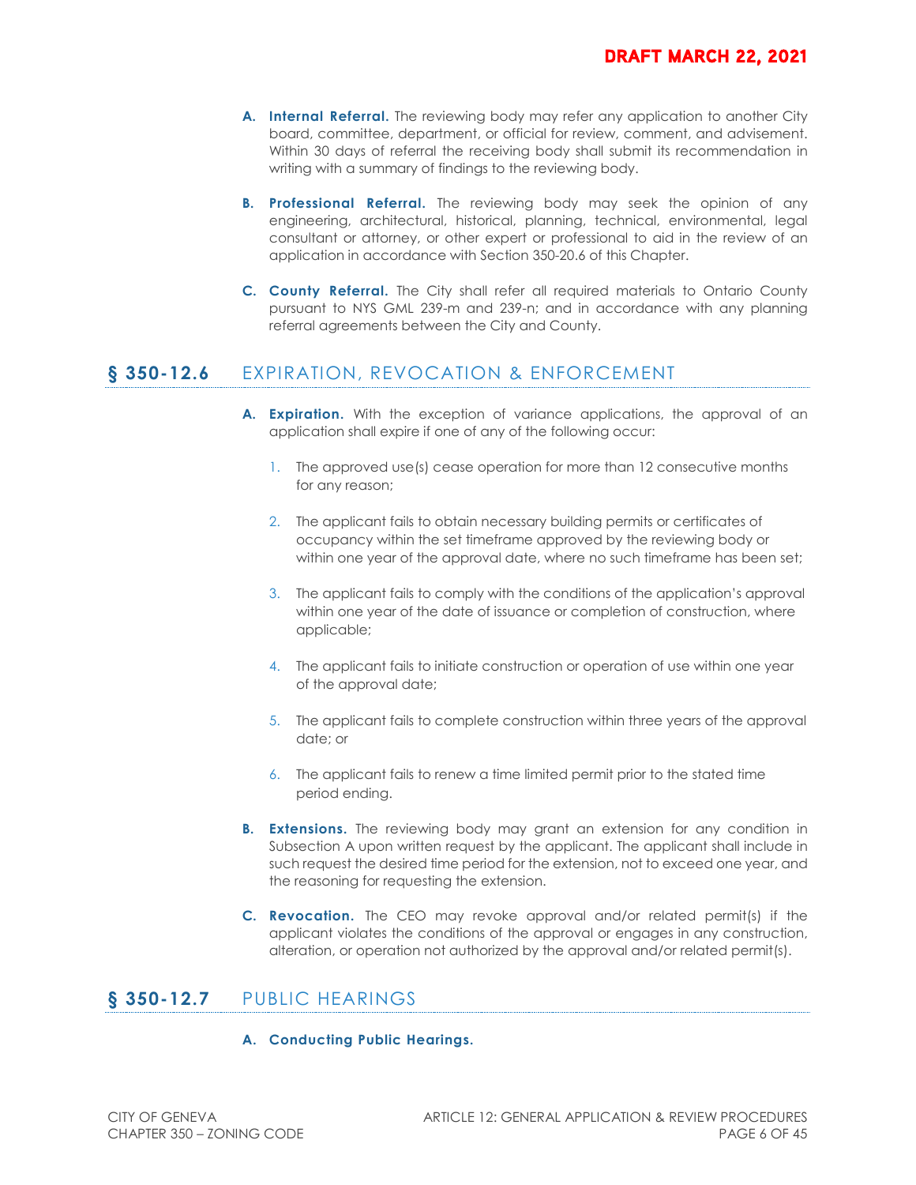**A. Internal Referral.** The reviewing body may refer any application to another City board, committee, department, or official for review, comment, and advisement. Within 30 days of referral the receiving body shall submit its recommendation in writing with a summary of findings to the reviewing body.

**B. Professional Referral.** The reviewing body may seek the opinion of any engineering, architectural, historical, planning, technical, environmental, legal consultant or attorney, or other expert or professional to aid in the review of an application in accordance with Section 350-20.6 of this Chapter.

**C. County Referral.** The City shall refer all required materials to Ontario County pursuant to NYS GML 239-m and 239-n; and in accordance with any planning referral agreements between the City and County.

## § 350-12.6 EXPIRATION, REVOCATION & ENFORCEMENT

**A. Expiration.** With the exception of variance applications, the approval of an application shall expire if one of any of the following occur:

1. The approved use(s) cease operation for more than 12 consecutive months for any reason;
2. The applicant fails to obtain necessary building permits or certificates of occupancy within the set timeframe approved by the reviewing body or within one year of the approval date, where no such timeframe has been set;
3. The applicant fails to comply with the conditions of the application's approval within one year of the date of issuance or completion of construction, where applicable;
4. The applicant fails to initiate construction or operation of use within one year of the approval date;
5. The applicant fails to complete construction within three years of the approval date; or
6. The applicant fails to renew a time limited permit prior to the stated time period ending.

**B. Extensions.** The reviewing body may grant an extension for any condition in Subsection A upon written request by the applicant. The applicant shall include in such request the desired time period for the extension, not to exceed one year, and the reasoning for requesting the extension.

**C. Revocation.** The CEO may revoke approval and/or related permit(s) if the applicant violates the conditions of the approval or engages in any construction, alteration, or operation not authorized by the approval and/or related permit(s).

## § 350-12.7 PUBLIC HEARINGS

**A. Conducting Public Hearings.**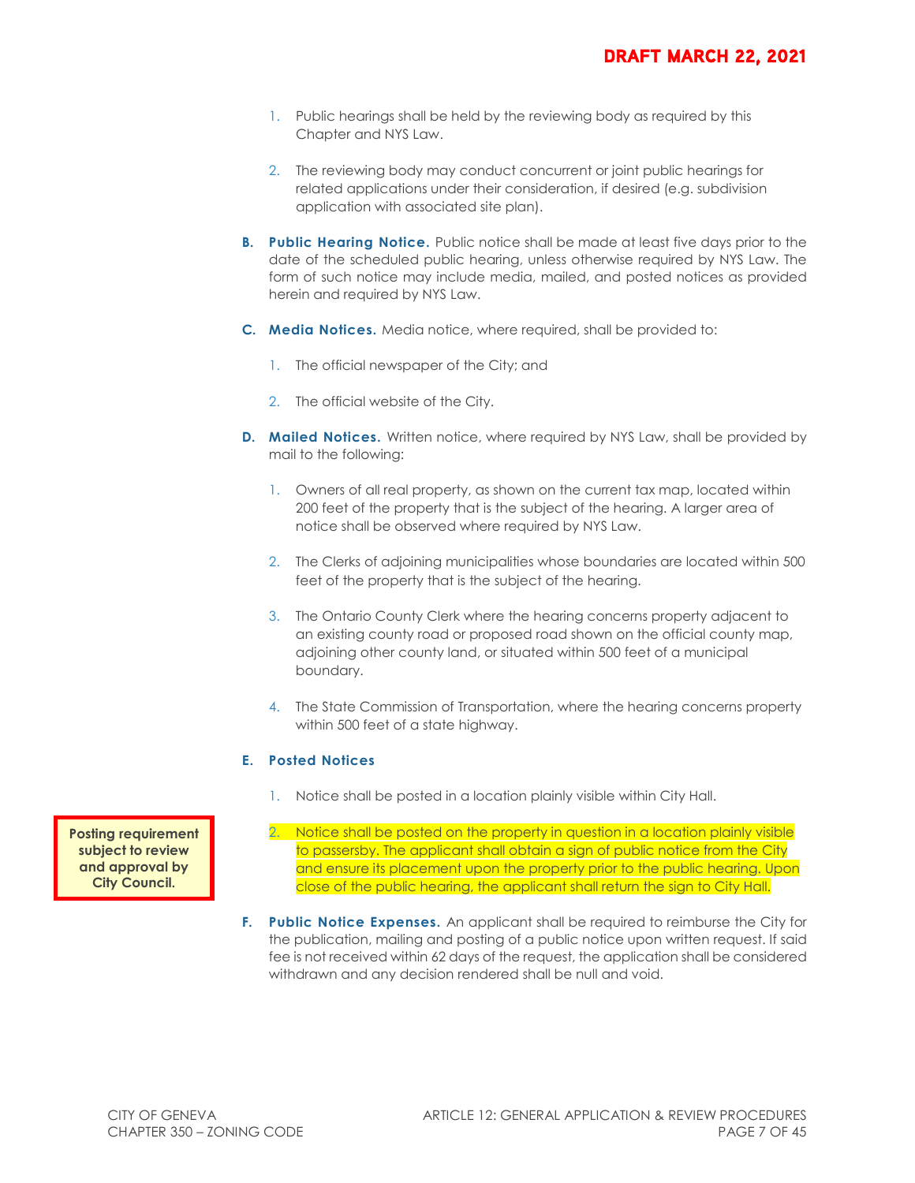**DRAFT MARCH 22, 2021**

1. Public hearings shall be held by the reviewing body as required by this Chapter and NYS Law.

2. The reviewing body may conduct concurrent or joint public hearings for related applications under their consideration, if desired (e.g. subdivision application with associated site plan).

**B. Public Hearing Notice.** Public notice shall be made at least five days prior to the date of the scheduled public hearing, unless otherwise required by NYS Law. The form of such notice may include media, mailed, and posted notices as provided herein and required by NYS Law.

**C. Media Notices.** Media notice, where required, shall be provided to:

1. The official newspaper of the City; and

2. The official website of the City.

**D. Mailed Notices.** Written notice, where required by NYS Law, shall be provided by mail to the following:

1. Owners of all real property, as shown on the current tax map, located within 200 feet of the property that is the subject of the hearing. A larger area of notice shall be observed where required by NYS Law.

2. The Clerks of adjoining municipalities whose boundaries are located within 500 feet of the property that is the subject of the hearing.

3. The Ontario County Clerk where the hearing concerns property adjacent to an existing county road or proposed road shown on the official county map, adjoining other county land, or situated within 500 feet of a municipal boundary.

4. The State Commission of Transportation, where the hearing concerns property within 500 feet of a state highway.

**E. Posted Notices**

1. Notice shall be posted in a location plainly visible within City Hall.

2. Notice shall be posted on the property in question in a location plainly visible to passersby. The applicant shall obtain a sign of public notice from the City and ensure its placement upon the property prior to the public hearing. Upon close of the public hearing, the applicant shall return the sign to City Hall.

**Posting requirement subject to review and approval by City Council.**

**F. Public Notice Expenses.** An applicant shall be required to reimburse the City for the publication, mailing and posting of a public notice upon written request. If said fee is not received within 62 days of the request, the application shall be considered withdrawn and any decision rendered shall be null and void.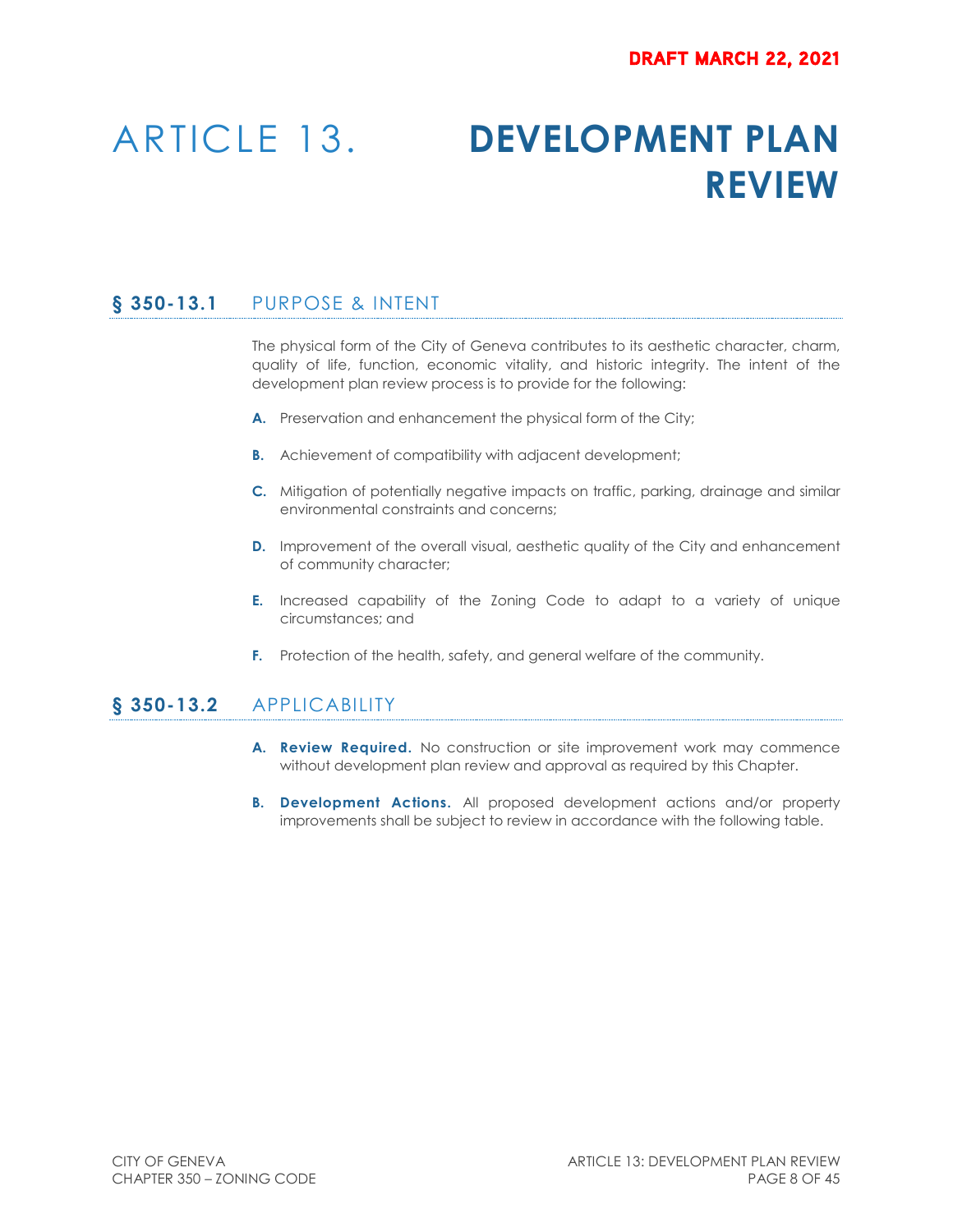DRAFT MARCH 22, 2021

# ARTICLE 13. DEVELOPMENT PLAN REVIEW

## § 350-13.1 PURPOSE & INTENT

The physical form of the City of Geneva contributes to its aesthetic character, charm, quality of life, function, economic vitality, and historic integrity. The intent of the development plan review process is to provide for the following:

**A.** Preservation and enhancement the physical form of the City;

**B.** Achievement of compatibility with adjacent development;

**C.** Mitigation of potentially negative impacts on traffic, parking, drainage and similar environmental constraints and concerns;

**D.** Improvement of the overall visual, aesthetic quality of the City and enhancement of community character;

**E.** Increased capability of the Zoning Code to adapt to a variety of unique circumstances; and

**F.** Protection of the health, safety, and general welfare of the community.

## § 350-13.2 APPLICABILITY

**A. Review Required.** No construction or site improvement work may commence without development plan review and approval as required by this Chapter.

**B. Development Actions.** All proposed development actions and/or property improvements shall be subject to review in accordance with the following table.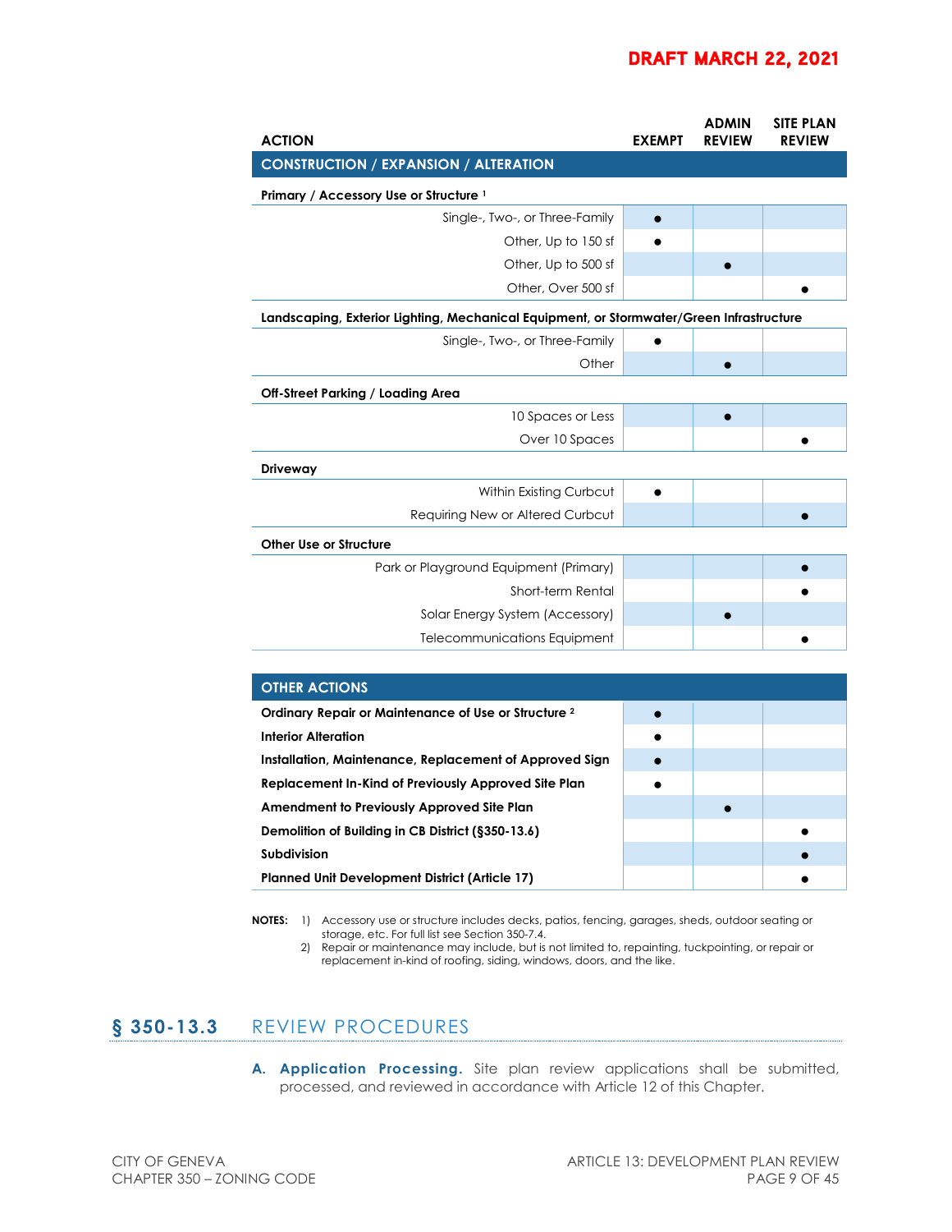DRAFT MARCH 22, 2021

| ACTION | EXEMPT | ADMIN REVIEW | SITE PLAN REVIEW |
|---|---|---|---|
| **CONSTRUCTION / EXPANSION / ALTERATION** | | | |
| **Primary / Accessory Use or Structure [1]** | | | |
| Single-, Two-, or Three-Family | ● | | |
| Other, Up to 150 sf | ● | | |
| Other, Up to 500 sf | | ● | |
| Other, Over 500 sf | | | ● |
| **Landscaping, Exterior Lighting, Mechanical Equipment, or Stormwater/Green Infrastructure** | | | |
| Single-, Two-, or Three-Family | ● | | |
| Other | | ● | |
| **Off-Street Parking / Loading Area** | | | |
| 10 Spaces or Less | | ● | |
| Over 10 Spaces | | | ● |
| **Driveway** | | | |
| Within Existing Curbcut | ● | | |
| Requiring New or Altered Curbcut | | | ● |
| **Other Use or Structure** | | | |
| Park or Playground Equipment (Primary) | | | ● |
| Short-term Rental | | | ● |
| Solar Energy System (Accessory) | | ● | |
| Telecommunications Equipment | | | ● |
| **OTHER ACTIONS** | | | |
| **Ordinary Repair or Maintenance of Use or Structure [2]** | ● | | |
| **Interior Alteration** | ● | | |
| **Installation, Maintenance, Replacement of Approved Sign** | ● | | |
| **Replacement In-Kind of Previously Approved Site Plan** | ● | | |
| **Amendment to Previously Approved Site Plan** | | ● | |
| **Demolition of Building in CB District (§350-13.6)** | | | ● |
| **Subdivision** | | | ● |
| **Planned Unit Development District (Article 17)** | | | ● |

**NOTES:**
1) Accessory use or structure includes decks, patios, fencing, garages, sheds, outdoor seating or storage, etc. For full list see Section 350-7.4.
2) Repair or maintenance may include, but is not limited to, repainting, tuckpointing, or repair or replacement in-kind of roofing, siding, windows, doors, and the like.

## § 350-13.3 REVIEW PROCEDURES

**A. Application Processing.** Site plan review applications shall be submitted, processed, and reviewed in accordance with Article 12 of this Chapter.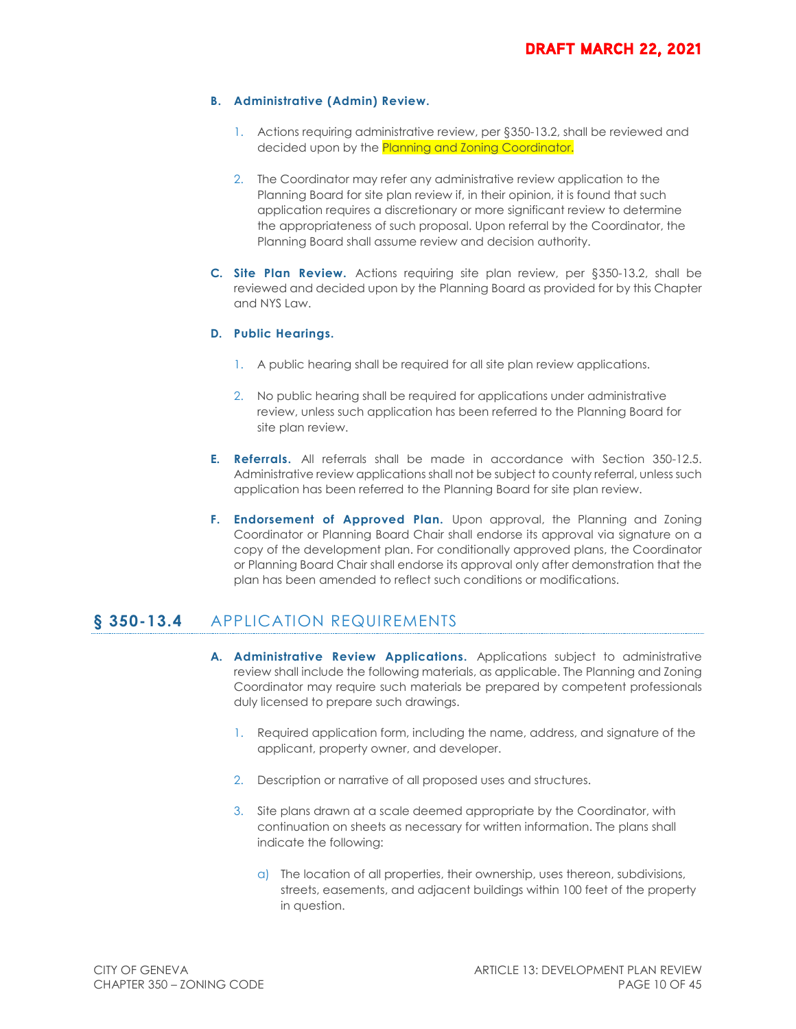**B. Administrative (Admin) Review.**

1. Actions requiring administrative review, per §350-13.2, shall be reviewed and decided upon by the Planning and Zoning Coordinator.

2. The Coordinator may refer any administrative review application to the Planning Board for site plan review if, in their opinion, it is found that such application requires a discretionary or more significant review to determine the appropriateness of such proposal. Upon referral by the Coordinator, the Planning Board shall assume review and decision authority.

**C. Site Plan Review.** Actions requiring site plan review, per §350-13.2, shall be reviewed and decided upon by the Planning Board as provided for by this Chapter and NYS Law.

**D. Public Hearings.**

1. A public hearing shall be required for all site plan review applications.

2. No public hearing shall be required for applications under administrative review, unless such application has been referred to the Planning Board for site plan review.

**E. Referrals.** All referrals shall be made in accordance with Section 350-12.5. Administrative review applications shall not be subject to county referral, unless such application has been referred to the Planning Board for site plan review.

**F. Endorsement of Approved Plan.** Upon approval, the Planning and Zoning Coordinator or Planning Board Chair shall endorse its approval via signature on a copy of the development plan. For conditionally approved plans, the Coordinator or Planning Board Chair shall endorse its approval only after demonstration that the plan has been amended to reflect such conditions or modifications.

## § 350-13.4 APPLICATION REQUIREMENTS

**A. Administrative Review Applications.** Applications subject to administrative review shall include the following materials, as applicable. The Planning and Zoning Coordinator may require such materials be prepared by competent professionals duly licensed to prepare such drawings.

1. Required application form, including the name, address, and signature of the applicant, property owner, and developer.

2. Description or narrative of all proposed uses and structures.

3. Site plans drawn at a scale deemed appropriate by the Coordinator, with continuation on sheets as necessary for written information. The plans shall indicate the following:

   a) The location of all properties, their ownership, uses thereon, subdivisions, streets, easements, and adjacent buildings within 100 feet of the property in question.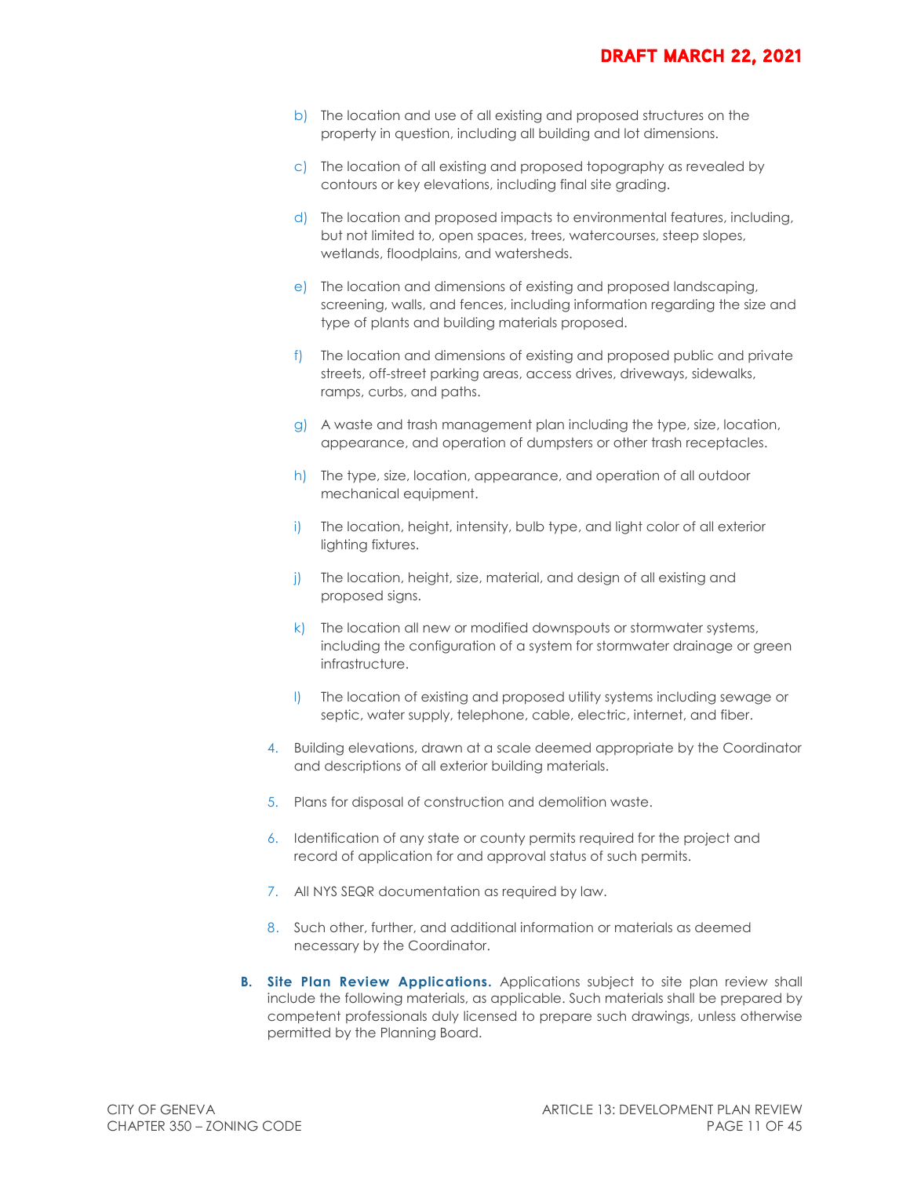b) The location and use of all existing and proposed structures on the property in question, including all building and lot dimensions.

c) The location of all existing and proposed topography as revealed by contours or key elevations, including final site grading.

d) The location and proposed impacts to environmental features, including, but not limited to, open spaces, trees, watercourses, steep slopes, wetlands, floodplains, and watersheds.

e) The location and dimensions of existing and proposed landscaping, screening, walls, and fences, including information regarding the size and type of plants and building materials proposed.

f) The location and dimensions of existing and proposed public and private streets, off-street parking areas, access drives, driveways, sidewalks, ramps, curbs, and paths.

g) A waste and trash management plan including the type, size, location, appearance, and operation of dumpsters or other trash receptacles.

h) The type, size, location, appearance, and operation of all outdoor mechanical equipment.

i) The location, height, intensity, bulb type, and light color of all exterior lighting fixtures.

j) The location, height, size, material, and design of all existing and proposed signs.

k) The location all new or modified downspouts or stormwater systems, including the configuration of a system for stormwater drainage or green infrastructure.

l) The location of existing and proposed utility systems including sewage or septic, water supply, telephone, cable, electric, internet, and fiber.

4. Building elevations, drawn at a scale deemed appropriate by the Coordinator and descriptions of all exterior building materials.

5. Plans for disposal of construction and demolition waste.

6. Identification of any state or county permits required for the project and record of application for and approval status of such permits.

7. All NYS SEQR documentation as required by law.

8. Such other, further, and additional information or materials as deemed necessary by the Coordinator.

**B. Site Plan Review Applications.** Applications subject to site plan review shall include the following materials, as applicable. Such materials shall be prepared by competent professionals duly licensed to prepare such drawings, unless otherwise permitted by the Planning Board.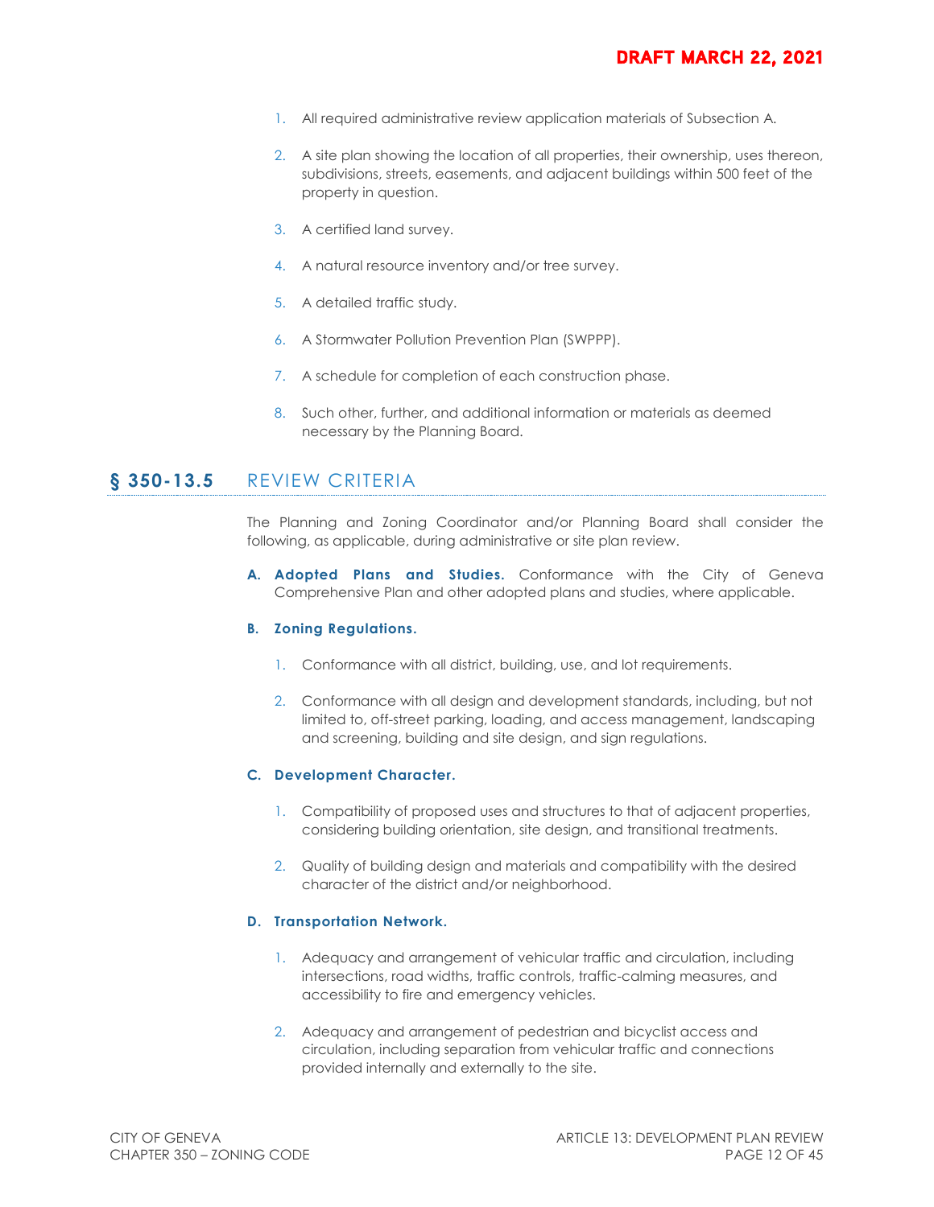1. All required administrative review application materials of Subsection A.

2. A site plan showing the location of all properties, their ownership, uses thereon, subdivisions, streets, easements, and adjacent buildings within 500 feet of the property in question.

3. A certified land survey.

4. A natural resource inventory and/or tree survey.

5. A detailed traffic study.

6. A Stormwater Pollution Prevention Plan (SWPPP).

7. A schedule for completion of each construction phase.

8. Such other, further, and additional information or materials as deemed necessary by the Planning Board.

## § 350-13.5 REVIEW CRITERIA

The Planning and Zoning Coordinator and/or Planning Board shall consider the following, as applicable, during administrative or site plan review.

**A. Adopted Plans and Studies.** Conformance with the City of Geneva Comprehensive Plan and other adopted plans and studies, where applicable.

**B. Zoning Regulations.**

1. Conformance with all district, building, use, and lot requirements.

2. Conformance with all design and development standards, including, but not limited to, off-street parking, loading, and access management, landscaping and screening, building and site design, and sign regulations.

**C. Development Character.**

1. Compatibility of proposed uses and structures to that of adjacent properties, considering building orientation, site design, and transitional treatments.

2. Quality of building design and materials and compatibility with the desired character of the district and/or neighborhood.

**D. Transportation Network.**

1. Adequacy and arrangement of vehicular traffic and circulation, including intersections, road widths, traffic controls, traffic-calming measures, and accessibility to fire and emergency vehicles.

2. Adequacy and arrangement of pedestrian and bicyclist access and circulation, including separation from vehicular traffic and connections provided internally and externally to the site.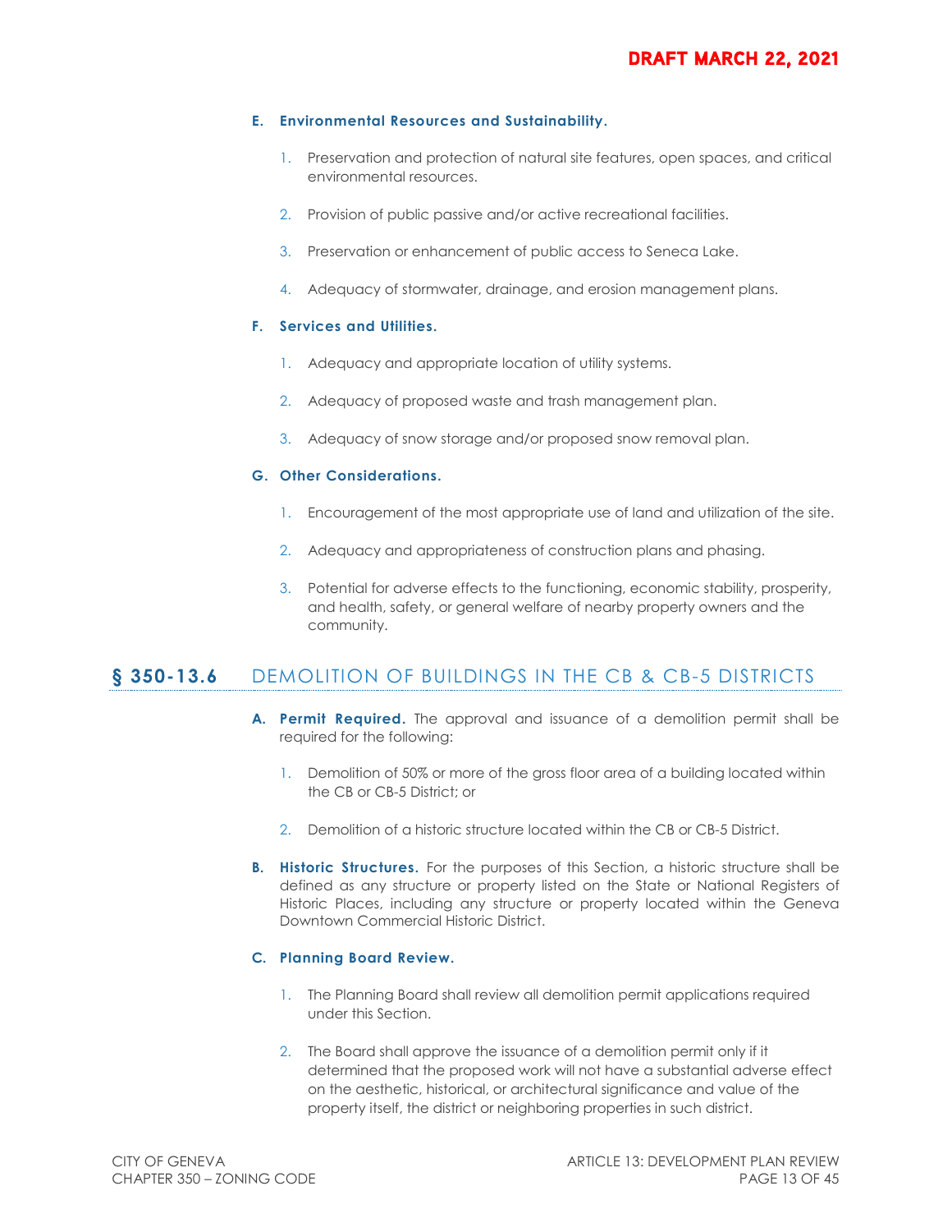**E. Environmental Resources and Sustainability.**

1. Preservation and protection of natural site features, open spaces, and critical environmental resources.
2. Provision of public passive and/or active recreational facilities.
3. Preservation or enhancement of public access to Seneca Lake.
4. Adequacy of stormwater, drainage, and erosion management plans.

**F. Services and Utilities.**

1. Adequacy and appropriate location of utility systems.
2. Adequacy of proposed waste and trash management plan.
3. Adequacy of snow storage and/or proposed snow removal plan.

**G. Other Considerations.**

1. Encouragement of the most appropriate use of land and utilization of the site.
2. Adequacy and appropriateness of construction plans and phasing.
3. Potential for adverse effects to the functioning, economic stability, prosperity, and health, safety, or general welfare of nearby property owners and the community.

## § 350-13.6 DEMOLITION OF BUILDINGS IN THE CB & CB-5 DISTRICTS

**A. Permit Required.** The approval and issuance of a demolition permit shall be required for the following:

1. Demolition of 50% or more of the gross floor area of a building located within the CB or CB-5 District; or
2. Demolition of a historic structure located within the CB or CB-5 District.

**B. Historic Structures.** For the purposes of this Section, a historic structure shall be defined as any structure or property listed on the State or National Registers of Historic Places, including any structure or property located within the Geneva Downtown Commercial Historic District.

**C. Planning Board Review.**

1. The Planning Board shall review all demolition permit applications required under this Section.
2. The Board shall approve the issuance of a demolition permit only if it determined that the proposed work will not have a substantial adverse effect on the aesthetic, historical, or architectural significance and value of the property itself, the district or neighboring properties in such district.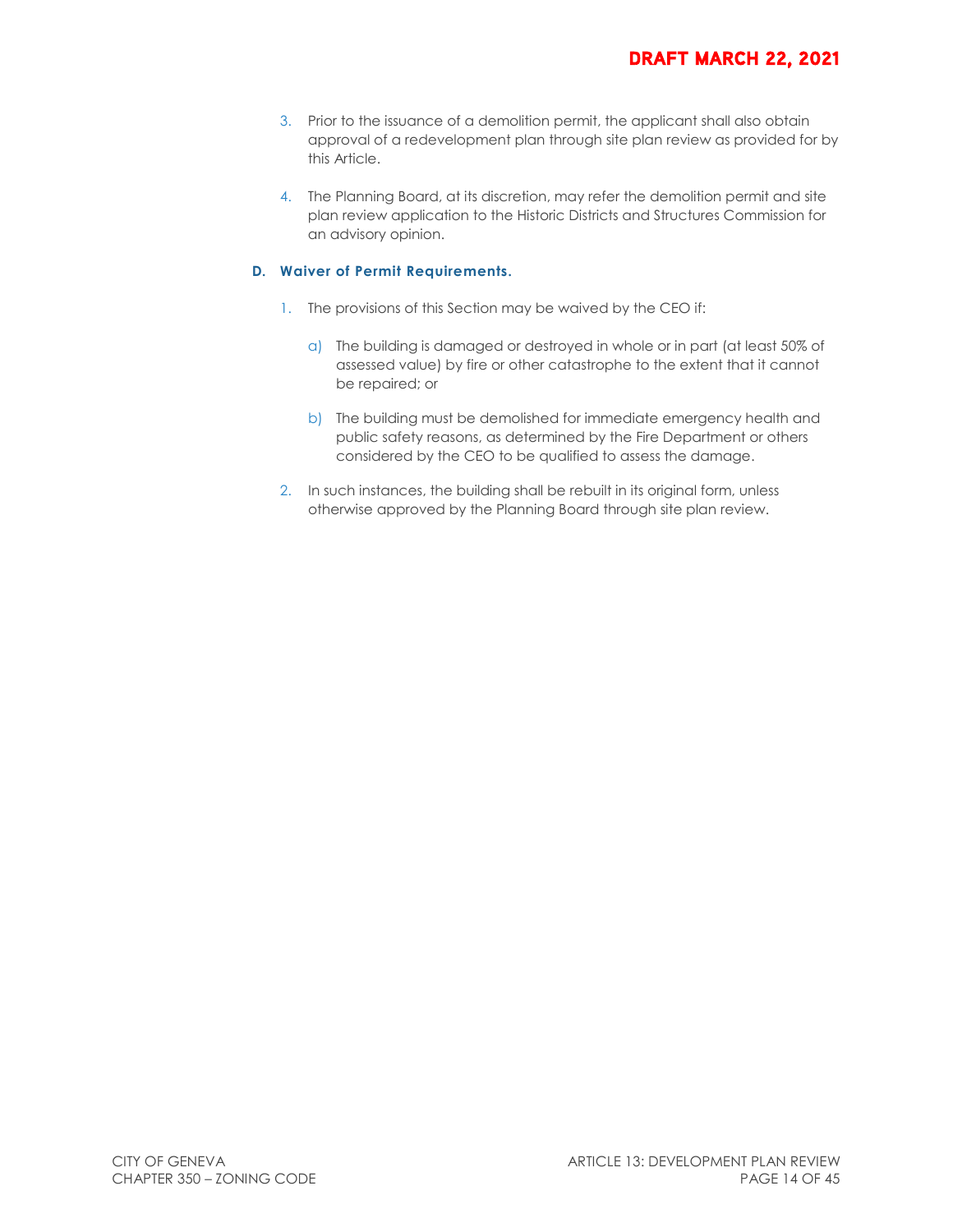3. Prior to the issuance of a demolition permit, the applicant shall also obtain approval of a redevelopment plan through site plan review as provided for by this Article.

4. The Planning Board, at its discretion, may refer the demolition permit and site plan review application to the Historic Districts and Structures Commission for an advisory opinion.

**D. Waiver of Permit Requirements.**

1. The provisions of this Section may be waived by the CEO if:

   a) The building is damaged or destroyed in whole or in part (at least 50% of assessed value) by fire or other catastrophe to the extent that it cannot be repaired; or

   b) The building must be demolished for immediate emergency health and public safety reasons, as determined by the Fire Department or others considered by the CEO to be qualified to assess the damage.

2. In such instances, the building shall be rebuilt in its original form, unless otherwise approved by the Planning Board through site plan review.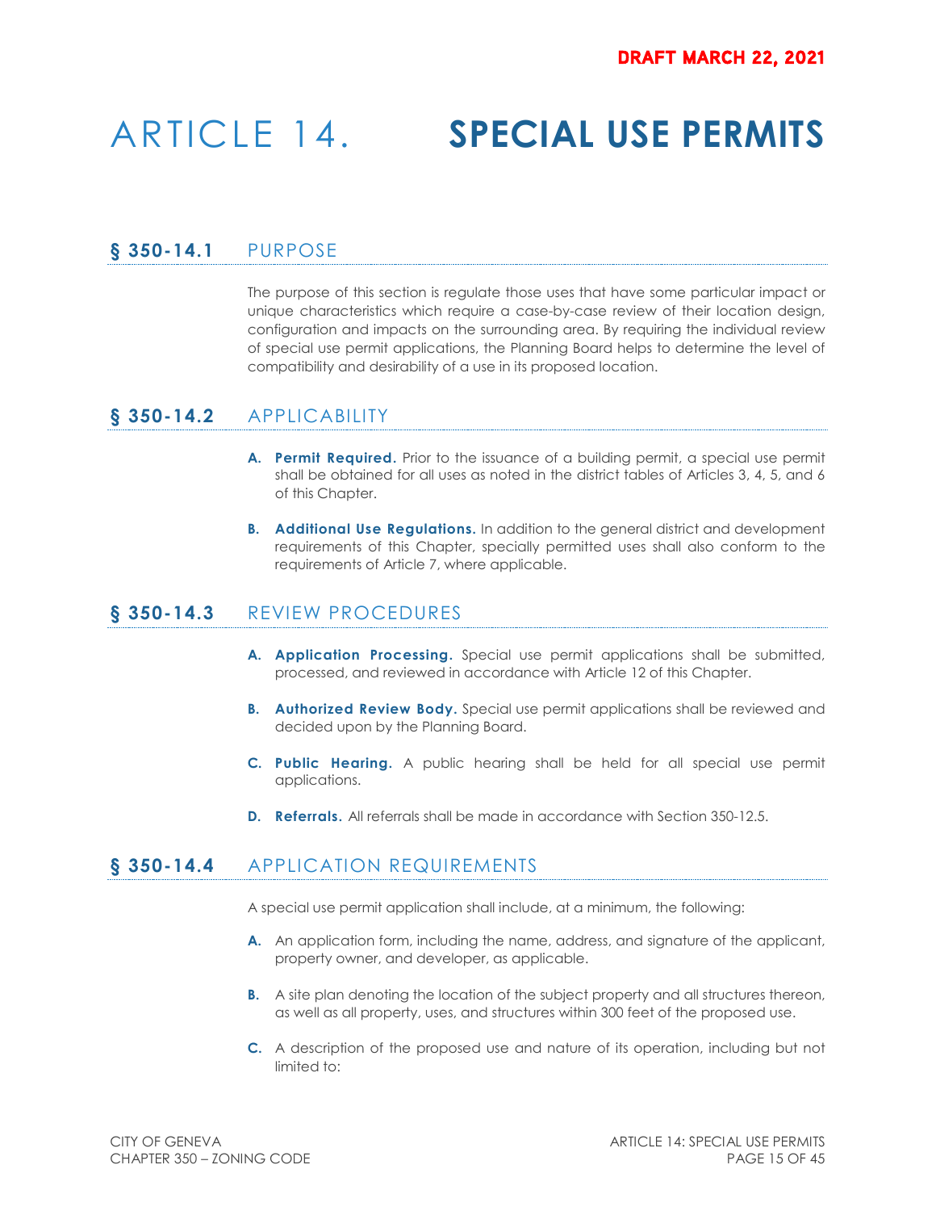DRAFT MARCH 22, 2021

# ARTICLE 14. SPECIAL USE PERMITS

## § 350-14.1 PURPOSE

The purpose of this section is regulate those uses that have some particular impact or unique characteristics which require a case-by-case review of their location design, configuration and impacts on the surrounding area. By requiring the individual review of special use permit applications, the Planning Board helps to determine the level of compatibility and desirability of a use in its proposed location.

## § 350-14.2 APPLICABILITY

**A. Permit Required.** Prior to the issuance of a building permit, a special use permit shall be obtained for all uses as noted in the district tables of Articles 3, 4, 5, and 6 of this Chapter.

**B. Additional Use Regulations.** In addition to the general district and development requirements of this Chapter, specially permitted uses shall also conform to the requirements of Article 7, where applicable.

## § 350-14.3 REVIEW PROCEDURES

**A. Application Processing.** Special use permit applications shall be submitted, processed, and reviewed in accordance with Article 12 of this Chapter.

**B. Authorized Review Body.** Special use permit applications shall be reviewed and decided upon by the Planning Board.

**C. Public Hearing.** A public hearing shall be held for all special use permit applications.

**D. Referrals.** All referrals shall be made in accordance with Section 350-12.5.

## § 350-14.4 APPLICATION REQUIREMENTS

A special use permit application shall include, at a minimum, the following:

**A.** An application form, including the name, address, and signature of the applicant, property owner, and developer, as applicable.

**B.** A site plan denoting the location of the subject property and all structures thereon, as well as all property, uses, and structures within 300 feet of the proposed use.

**C.** A description of the proposed use and nature of its operation, including but not limited to: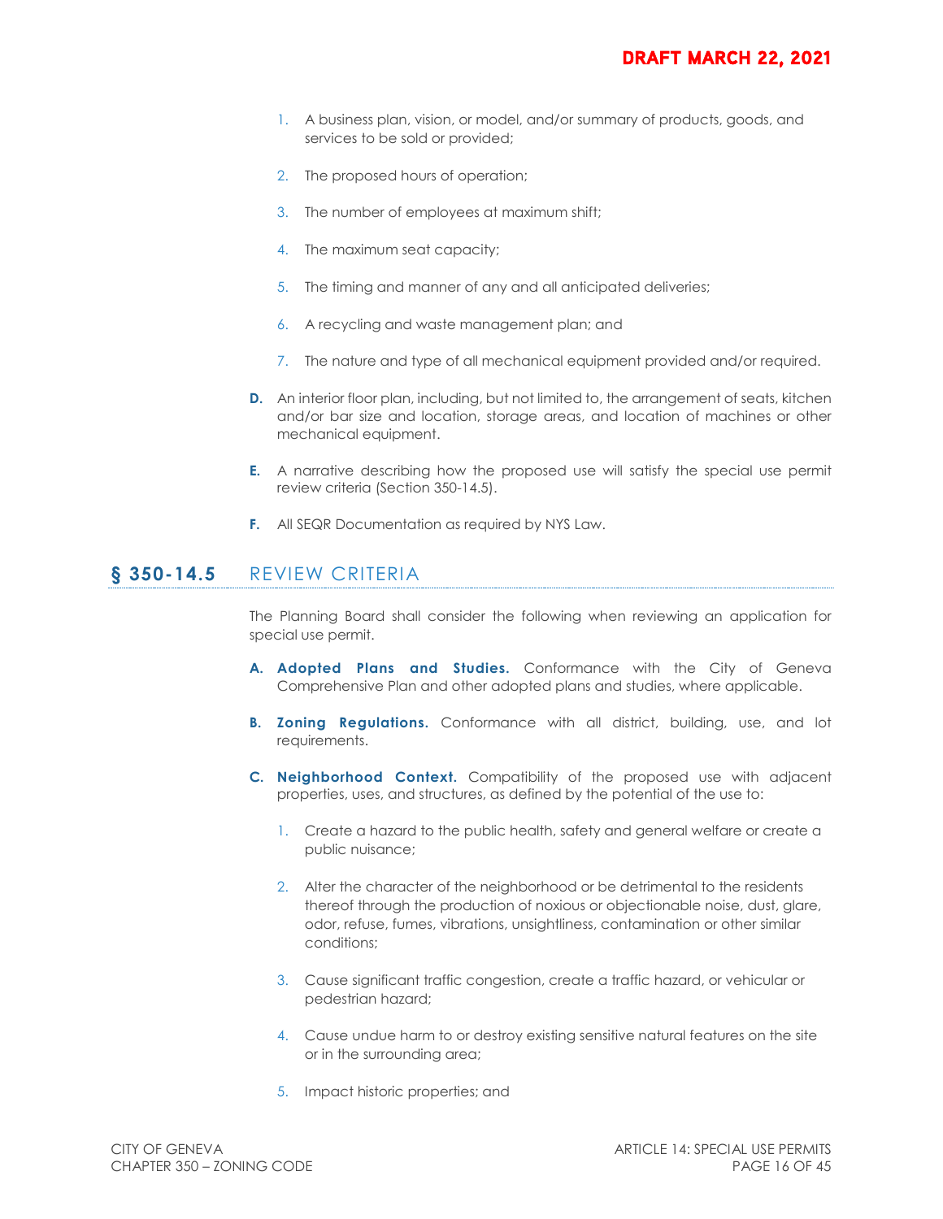1. A business plan, vision, or model, and/or summary of products, goods, and services to be sold or provided;
2. The proposed hours of operation;
3. The number of employees at maximum shift;
4. The maximum seat capacity;
5. The timing and manner of any and all anticipated deliveries;
6. A recycling and waste management plan; and
7. The nature and type of all mechanical equipment provided and/or required.

**D.** An interior floor plan, including, but not limited to, the arrangement of seats, kitchen and/or bar size and location, storage areas, and location of machines or other mechanical equipment.

**E.** A narrative describing how the proposed use will satisfy the special use permit review criteria (Section 350-14.5).

**F.** All SEQR Documentation as required by NYS Law.

## § 350-14.5 REVIEW CRITERIA

The Planning Board shall consider the following when reviewing an application for special use permit.

**A. Adopted Plans and Studies.** Conformance with the City of Geneva Comprehensive Plan and other adopted plans and studies, where applicable.

**B. Zoning Regulations.** Conformance with all district, building, use, and lot requirements.

**C. Neighborhood Context.** Compatibility of the proposed use with adjacent properties, uses, and structures, as defined by the potential of the use to:

1. Create a hazard to the public health, safety and general welfare or create a public nuisance;
2. Alter the character of the neighborhood or be detrimental to the residents thereof through the production of noxious or objectionable noise, dust, glare, odor, refuse, fumes, vibrations, unsightliness, contamination or other similar conditions;
3. Cause significant traffic congestion, create a traffic hazard, or vehicular or pedestrian hazard;
4. Cause undue harm to or destroy existing sensitive natural features on the site or in the surrounding area;
5. Impact historic properties; and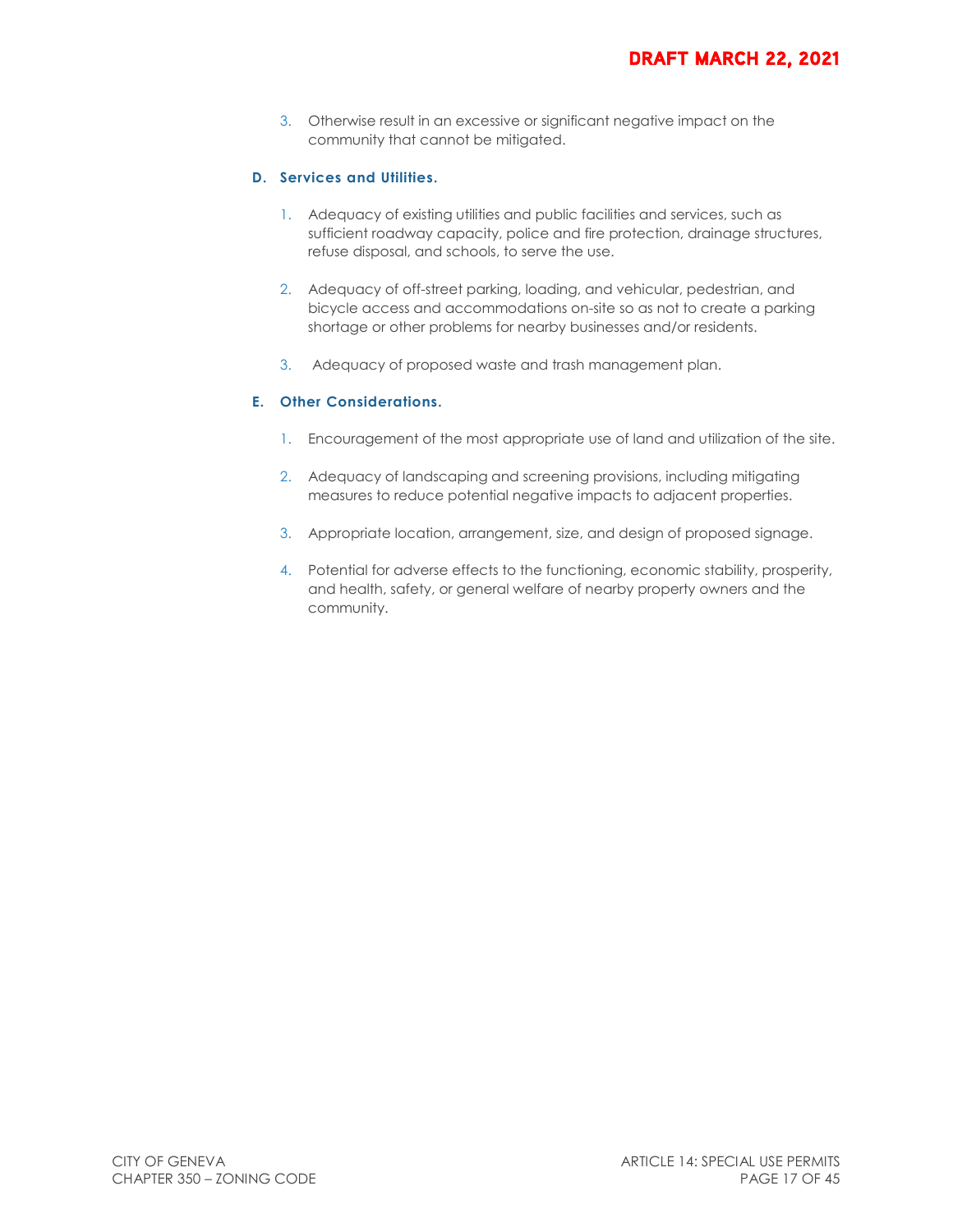3. Otherwise result in an excessive or significant negative impact on the community that cannot be mitigated.

**D. Services and Utilities.**

1. Adequacy of existing utilities and public facilities and services, such as sufficient roadway capacity, police and fire protection, drainage structures, refuse disposal, and schools, to serve the use.

2. Adequacy of off-street parking, loading, and vehicular, pedestrian, and bicycle access and accommodations on-site so as not to create a parking shortage or other problems for nearby businesses and/or residents.

3. Adequacy of proposed waste and trash management plan.

**E. Other Considerations.**

1. Encouragement of the most appropriate use of land and utilization of the site.

2. Adequacy of landscaping and screening provisions, including mitigating measures to reduce potential negative impacts to adjacent properties.

3. Appropriate location, arrangement, size, and design of proposed signage.

4. Potential for adverse effects to the functioning, economic stability, prosperity, and health, safety, or general welfare of nearby property owners and the community.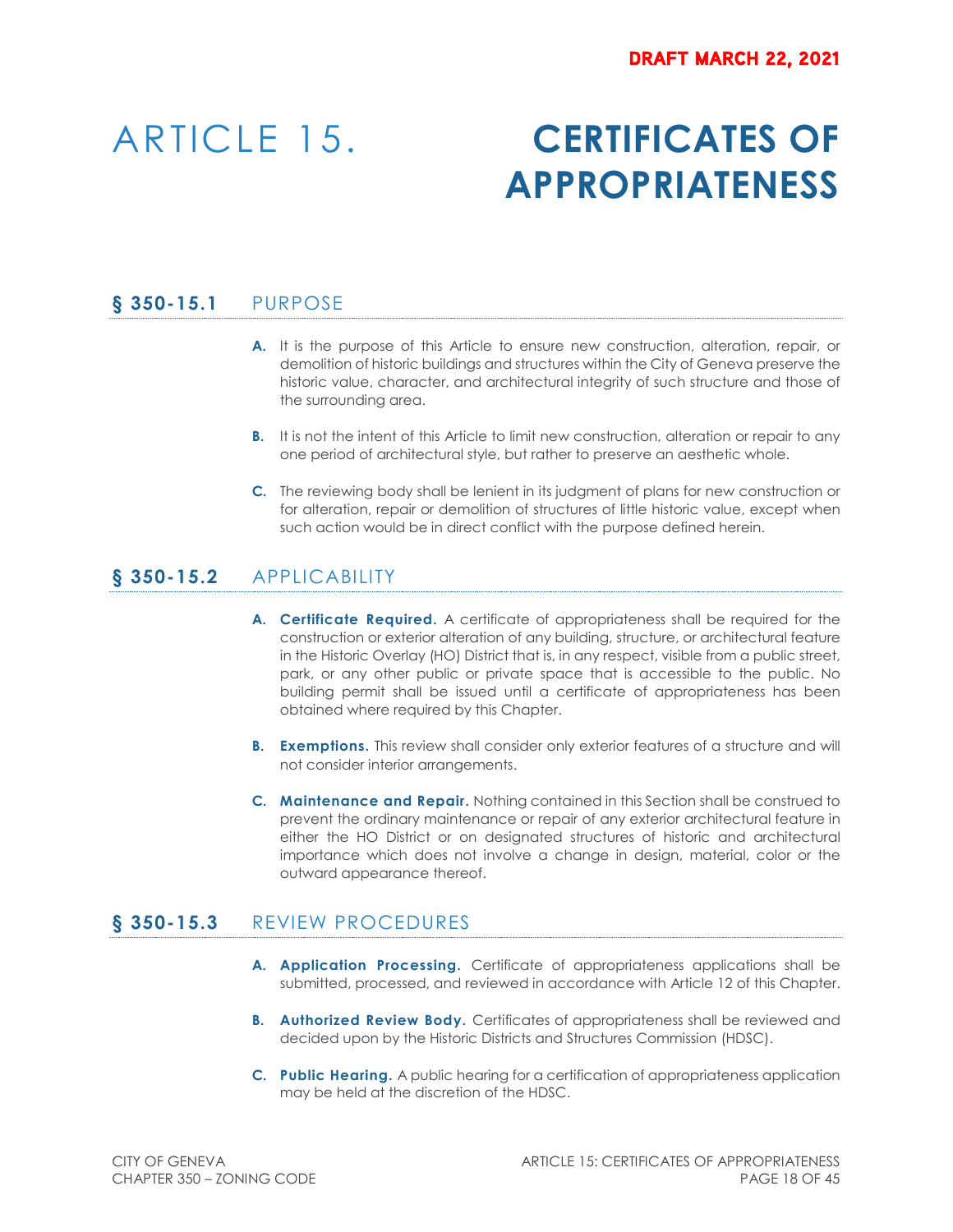DRAFT MARCH 22, 2021

# ARTICLE 15. CERTIFICATES OF APPROPRIATENESS

## § 350-15.1 PURPOSE

**A.** It is the purpose of this Article to ensure new construction, alteration, repair, or demolition of historic buildings and structures within the City of Geneva preserve the historic value, character, and architectural integrity of such structure and those of the surrounding area.

**B.** It is not the intent of this Article to limit new construction, alteration or repair to any one period of architectural style, but rather to preserve an aesthetic whole.

**C.** The reviewing body shall be lenient in its judgment of plans for new construction or for alteration, repair or demolition of structures of little historic value, except when such action would be in direct conflict with the purpose defined herein.

## § 350-15.2 APPLICABILITY

**A. Certificate Required.** A certificate of appropriateness shall be required for the construction or exterior alteration of any building, structure, or architectural feature in the Historic Overlay (HO) District that is, in any respect, visible from a public street, park, or any other public or private space that is accessible to the public. No building permit shall be issued until a certificate of appropriateness has been obtained where required by this Chapter.

**B. Exemptions.** This review shall consider only exterior features of a structure and will not consider interior arrangements.

**C. Maintenance and Repair.** Nothing contained in this Section shall be construed to prevent the ordinary maintenance or repair of any exterior architectural feature in either the HO District or on designated structures of historic and architectural importance which does not involve a change in design, material, color or the outward appearance thereof.

## § 350-15.3 REVIEW PROCEDURES

**A. Application Processing.** Certificate of appropriateness applications shall be submitted, processed, and reviewed in accordance with Article 12 of this Chapter.

**B. Authorized Review Body.** Certificates of appropriateness shall be reviewed and decided upon by the Historic Districts and Structures Commission (HDSC).

**C. Public Hearing.** A public hearing for a certification of appropriateness application may be held at the discretion of the HDSC.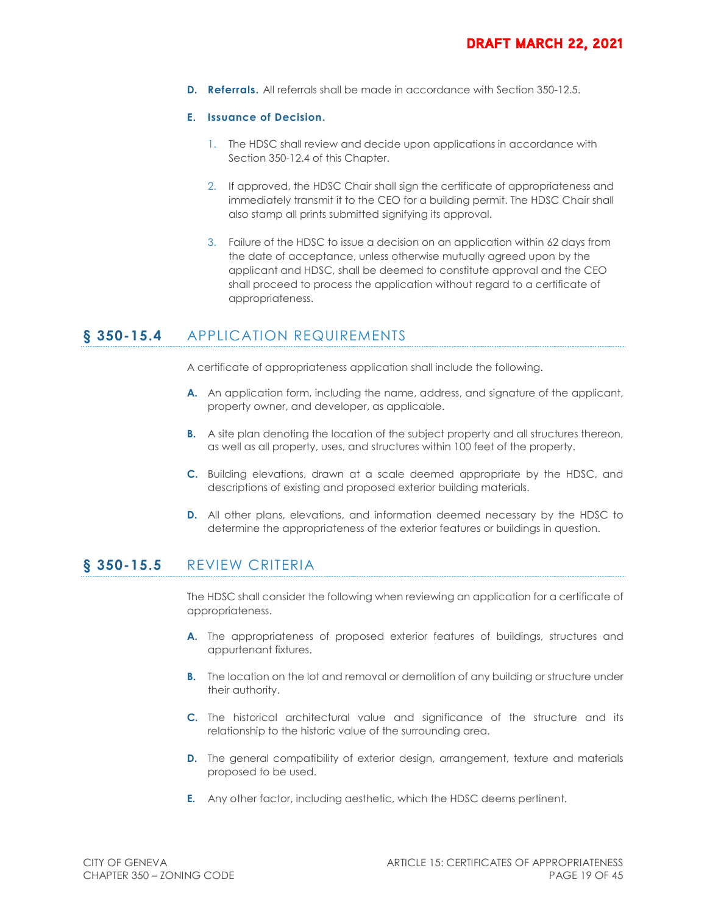**D. Referrals.** All referrals shall be made in accordance with Section 350-12.5.

**E. Issuance of Decision.**

1. The HDSC shall review and decide upon applications in accordance with Section 350-12.4 of this Chapter.

2. If approved, the HDSC Chair shall sign the certificate of appropriateness and immediately transmit it to the CEO for a building permit. The HDSC Chair shall also stamp all prints submitted signifying its approval.

3. Failure of the HDSC to issue a decision on an application within 62 days from the date of acceptance, unless otherwise mutually agreed upon by the applicant and HDSC, shall be deemed to constitute approval and the CEO shall proceed to process the application without regard to a certificate of appropriateness.

## § 350-15.4 APPLICATION REQUIREMENTS

A certificate of appropriateness application shall include the following.

**A.** An application form, including the name, address, and signature of the applicant, property owner, and developer, as applicable.

**B.** A site plan denoting the location of the subject property and all structures thereon, as well as all property, uses, and structures within 100 feet of the property.

**C.** Building elevations, drawn at a scale deemed appropriate by the HDSC, and descriptions of existing and proposed exterior building materials.

**D.** All other plans, elevations, and information deemed necessary by the HDSC to determine the appropriateness of the exterior features or buildings in question.

## § 350-15.5 REVIEW CRITERIA

The HDSC shall consider the following when reviewing an application for a certificate of appropriateness.

**A.** The appropriateness of proposed exterior features of buildings, structures and appurtenant fixtures.

**B.** The location on the lot and removal or demolition of any building or structure under their authority.

**C.** The historical architectural value and significance of the structure and its relationship to the historic value of the surrounding area.

**D.** The general compatibility of exterior design, arrangement, texture and materials proposed to be used.

**E.** Any other factor, including aesthetic, which the HDSC deems pertinent.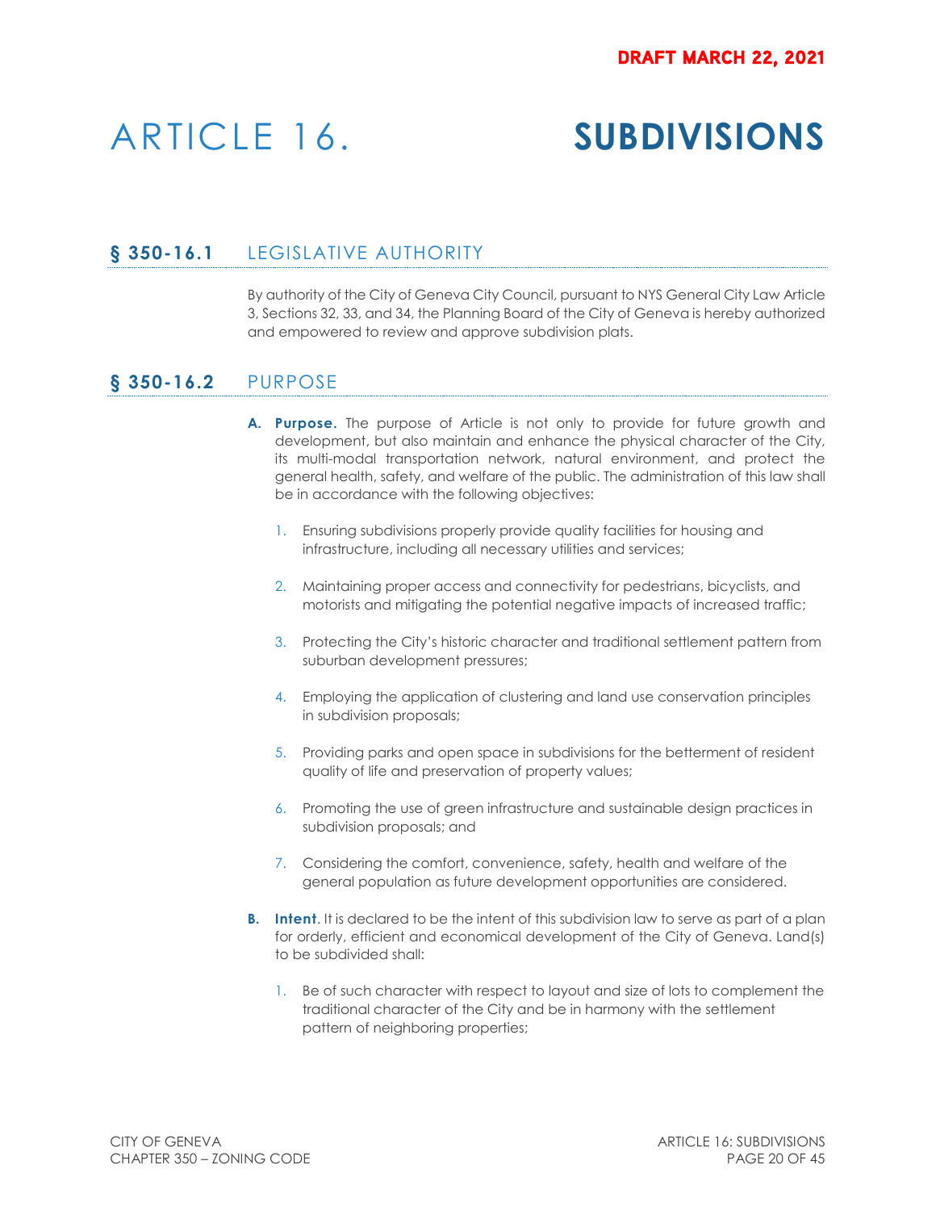DRAFT MARCH 22, 2021

# ARTICLE 16. SUBDIVISIONS

## § 350-16.1 LEGISLATIVE AUTHORITY

By authority of the City of Geneva City Council, pursuant to NYS General City Law Article 3, Sections 32, 33, and 34, the Planning Board of the City of Geneva is hereby authorized and empowered to review and approve subdivision plats.

## § 350-16.2 PURPOSE

**A. Purpose.** The purpose of Article is not only to provide for future growth and development, but also maintain and enhance the physical character of the City, its multi-modal transportation network, natural environment, and protect the general health, safety, and welfare of the public. The administration of this law shall be in accordance with the following objectives:

1. Ensuring subdivisions properly provide quality facilities for housing and infrastructure, including all necessary utilities and services;
2. Maintaining proper access and connectivity for pedestrians, bicyclists, and motorists and mitigating the potential negative impacts of increased traffic;
3. Protecting the City's historic character and traditional settlement pattern from suburban development pressures;
4. Employing the application of clustering and land use conservation principles in subdivision proposals;
5. Providing parks and open space in subdivisions for the betterment of resident quality of life and preservation of property values;
6. Promoting the use of green infrastructure and sustainable design practices in subdivision proposals; and
7. Considering the comfort, convenience, safety, health and welfare of the general population as future development opportunities are considered.

**B. Intent**. It is declared to be the intent of this subdivision law to serve as part of a plan for orderly, efficient and economical development of the City of Geneva. Land(s) to be subdivided shall:

1. Be of such character with respect to layout and size of lots to complement the traditional character of the City and be in harmony with the settlement pattern of neighboring properties;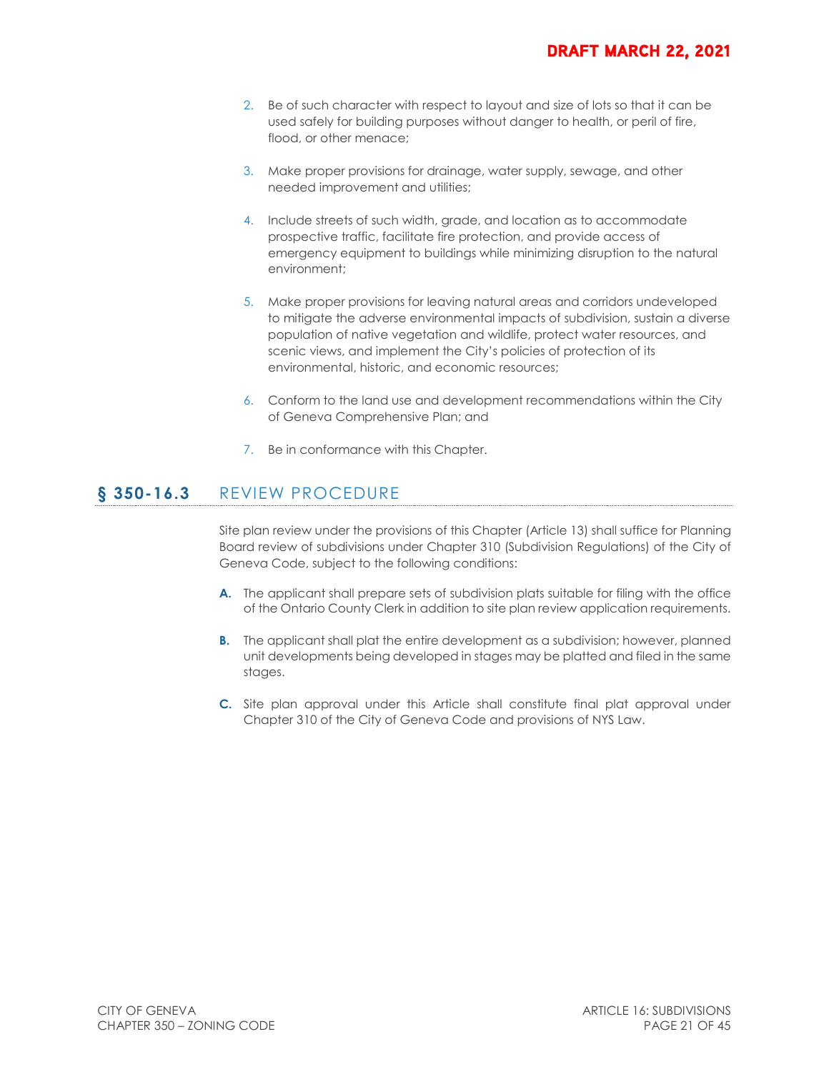2. Be of such character with respect to layout and size of lots so that it can be used safely for building purposes without danger to health, or peril of fire, flood, or other menace;

3. Make proper provisions for drainage, water supply, sewage, and other needed improvement and utilities;

4. Include streets of such width, grade, and location as to accommodate prospective traffic, facilitate fire protection, and provide access of emergency equipment to buildings while minimizing disruption to the natural environment;

5. Make proper provisions for leaving natural areas and corridors undeveloped to mitigate the adverse environmental impacts of subdivision, sustain a diverse population of native vegetation and wildlife, protect water resources, and scenic views, and implement the City's policies of protection of its environmental, historic, and economic resources;

6. Conform to the land use and development recommendations within the City of Geneva Comprehensive Plan; and

7. Be in conformance with this Chapter.

## § 350-16.3 REVIEW PROCEDURE

Site plan review under the provisions of this Chapter (Article 13) shall suffice for Planning Board review of subdivisions under Chapter 310 (Subdivision Regulations) of the City of Geneva Code, subject to the following conditions:

**A.** The applicant shall prepare sets of subdivision plats suitable for filing with the office of the Ontario County Clerk in addition to site plan review application requirements.

**B.** The applicant shall plat the entire development as a subdivision; however, planned unit developments being developed in stages may be platted and filed in the same stages.

**C.** Site plan approval under this Article shall constitute final plat approval under Chapter 310 of the City of Geneva Code and provisions of NYS Law.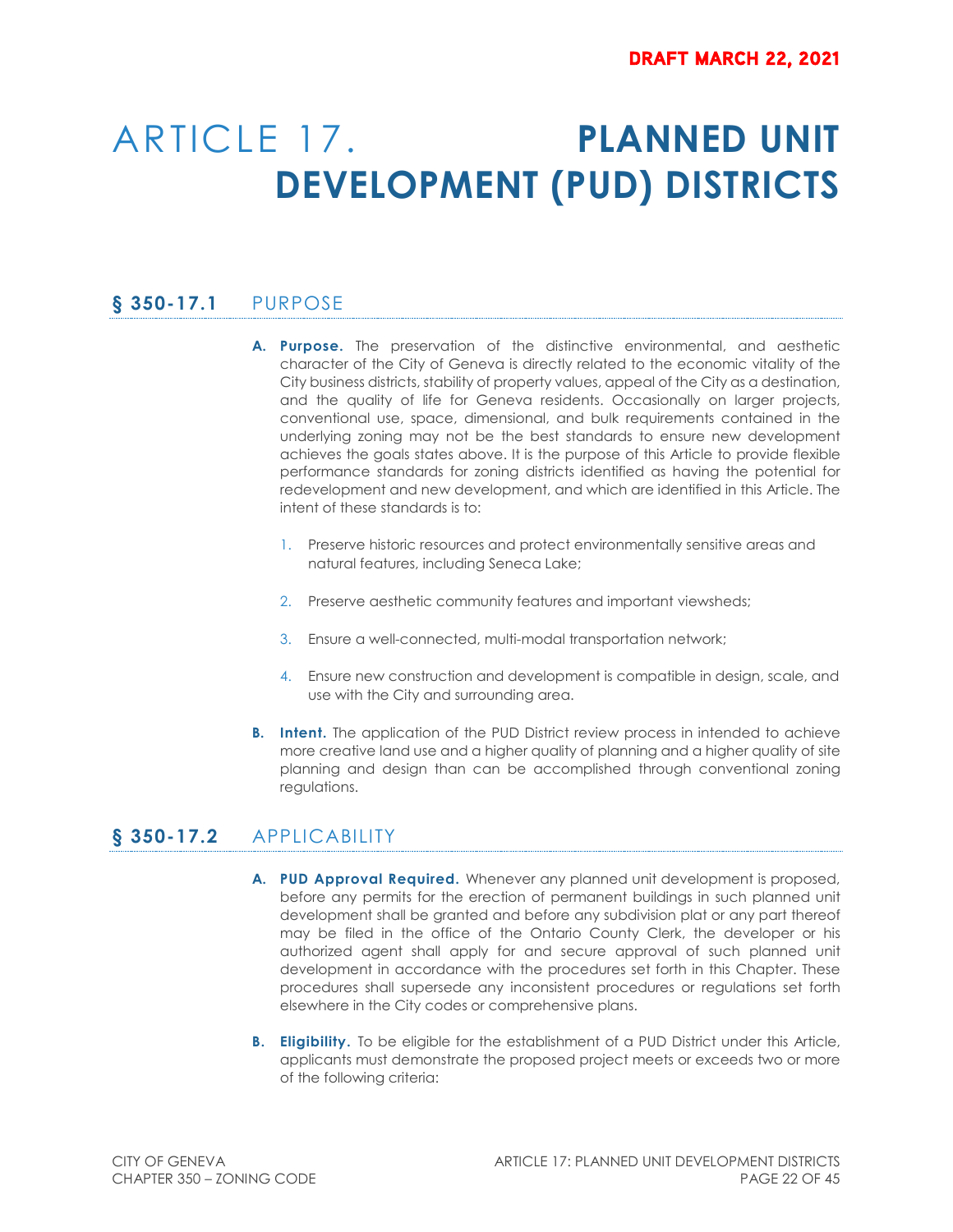DRAFT MARCH 22, 2021

# ARTICLE 17. PLANNED UNIT DEVELOPMENT (PUD) DISTRICTS

## § 350-17.1 PURPOSE

**A. Purpose.** The preservation of the distinctive environmental, and aesthetic character of the City of Geneva is directly related to the economic vitality of the City business districts, stability of property values, appeal of the City as a destination, and the quality of life for Geneva residents. Occasionally on larger projects, conventional use, space, dimensional, and bulk requirements contained in the underlying zoning may not be the best standards to ensure new development achieves the goals states above. It is the purpose of this Article to provide flexible performance standards for zoning districts identified as having the potential for redevelopment and new development, and which are identified in this Article. The intent of these standards is to:

1. Preserve historic resources and protect environmentally sensitive areas and natural features, including Seneca Lake;
2. Preserve aesthetic community features and important viewsheds;
3. Ensure a well-connected, multi-modal transportation network;
4. Ensure new construction and development is compatible in design, scale, and use with the City and surrounding area.

**B. Intent.** The application of the PUD District review process in intended to achieve more creative land use and a higher quality of planning and a higher quality of site planning and design than can be accomplished through conventional zoning regulations.

## § 350-17.2 APPLICABILITY

**A. PUD Approval Required.** Whenever any planned unit development is proposed, before any permits for the erection of permanent buildings in such planned unit development shall be granted and before any subdivision plat or any part thereof may be filed in the office of the Ontario County Clerk, the developer or his authorized agent shall apply for and secure approval of such planned unit development in accordance with the procedures set forth in this Chapter. These procedures shall supersede any inconsistent procedures or regulations set forth elsewhere in the City codes or comprehensive plans.

**B. Eligibility.** To be eligible for the establishment of a PUD District under this Article, applicants must demonstrate the proposed project meets or exceeds two or more of the following criteria: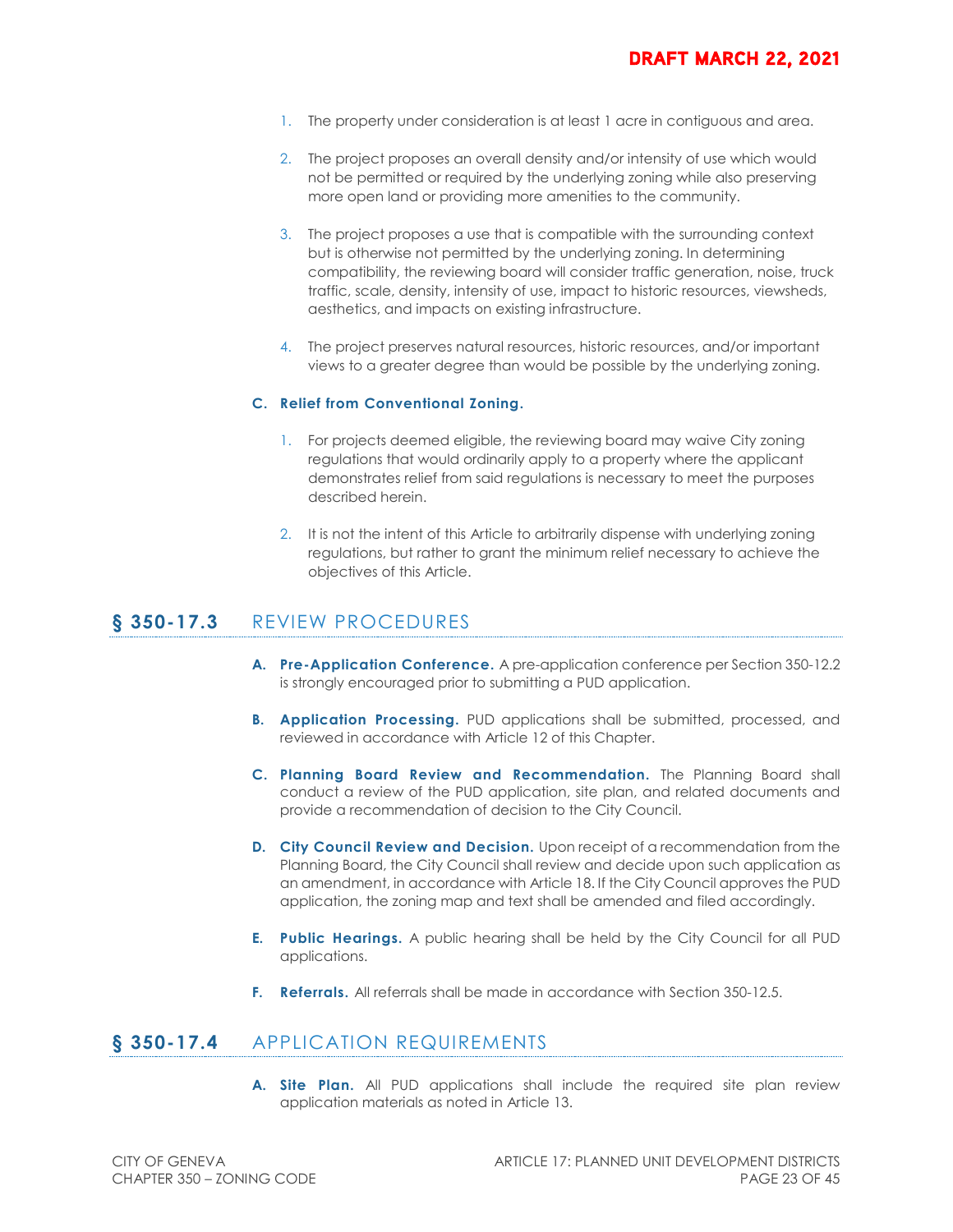1. The property under consideration is at least 1 acre in contiguous and area.

2. The project proposes an overall density and/or intensity of use which would not be permitted or required by the underlying zoning while also preserving more open land or providing more amenities to the community.

3. The project proposes a use that is compatible with the surrounding context but is otherwise not permitted by the underlying zoning. In determining compatibility, the reviewing board will consider traffic generation, noise, truck traffic, scale, density, intensity of use, impact to historic resources, viewsheds, aesthetics, and impacts on existing infrastructure.

4. The project preserves natural resources, historic resources, and/or important views to a greater degree than would be possible by the underlying zoning.

**C. Relief from Conventional Zoning.**

1. For projects deemed eligible, the reviewing board may waive City zoning regulations that would ordinarily apply to a property where the applicant demonstrates relief from said regulations is necessary to meet the purposes described herein.

2. It is not the intent of this Article to arbitrarily dispense with underlying zoning regulations, but rather to grant the minimum relief necessary to achieve the objectives of this Article.

## § 350-17.3 REVIEW PROCEDURES

**A. Pre-Application Conference.** A pre-application conference per Section 350-12.2 is strongly encouraged prior to submitting a PUD application.

**B. Application Processing.** PUD applications shall be submitted, processed, and reviewed in accordance with Article 12 of this Chapter.

**C. Planning Board Review and Recommendation.** The Planning Board shall conduct a review of the PUD application, site plan, and related documents and provide a recommendation of decision to the City Council.

**D. City Council Review and Decision.** Upon receipt of a recommendation from the Planning Board, the City Council shall review and decide upon such application as an amendment, in accordance with Article 18. If the City Council approves the PUD application, the zoning map and text shall be amended and filed accordingly.

**E. Public Hearings.** A public hearing shall be held by the City Council for all PUD applications.

**F. Referrals.** All referrals shall be made in accordance with Section 350-12.5.

## § 350-17.4 APPLICATION REQUIREMENTS

**A. Site Plan.** All PUD applications shall include the required site plan review application materials as noted in Article 13.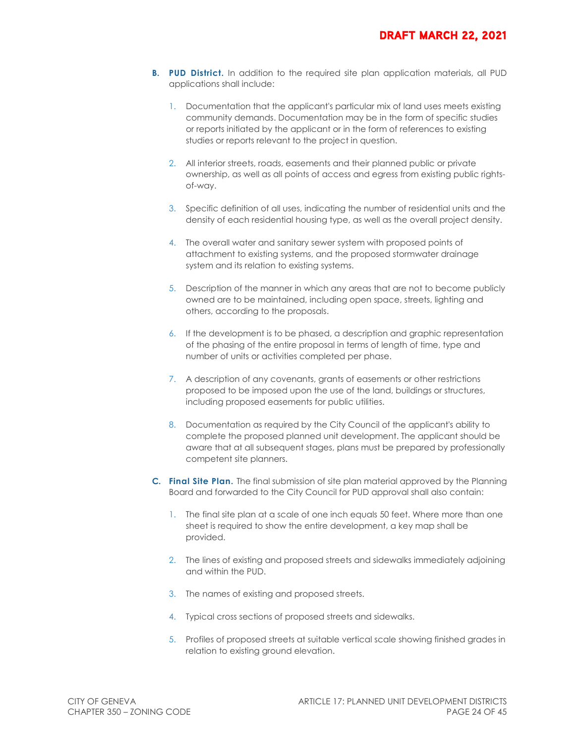**B. PUD District.** In addition to the required site plan application materials, all PUD applications shall include:

1. Documentation that the applicant's particular mix of land uses meets existing community demands. Documentation may be in the form of specific studies or reports initiated by the applicant or in the form of references to existing studies or reports relevant to the project in question.

2. All interior streets, roads, easements and their planned public or private ownership, as well as all points of access and egress from existing public rights-of-way.

3. Specific definition of all uses, indicating the number of residential units and the density of each residential housing type, as well as the overall project density.

4. The overall water and sanitary sewer system with proposed points of attachment to existing systems, and the proposed stormwater drainage system and its relation to existing systems.

5. Description of the manner in which any areas that are not to become publicly owned are to be maintained, including open space, streets, lighting and others, according to the proposals.

6. If the development is to be phased, a description and graphic representation of the phasing of the entire proposal in terms of length of time, type and number of units or activities completed per phase.

7. A description of any covenants, grants of easements or other restrictions proposed to be imposed upon the use of the land, buildings or structures, including proposed easements for public utilities.

8. Documentation as required by the City Council of the applicant's ability to complete the proposed planned unit development. The applicant should be aware that at all subsequent stages, plans must be prepared by professionally competent site planners.

**C. Final Site Plan.** The final submission of site plan material approved by the Planning Board and forwarded to the City Council for PUD approval shall also contain:

1. The final site plan at a scale of one inch equals 50 feet. Where more than one sheet is required to show the entire development, a key map shall be provided.

2. The lines of existing and proposed streets and sidewalks immediately adjoining and within the PUD.

3. The names of existing and proposed streets.

4. Typical cross sections of proposed streets and sidewalks.

5. Profiles of proposed streets at suitable vertical scale showing finished grades in relation to existing ground elevation.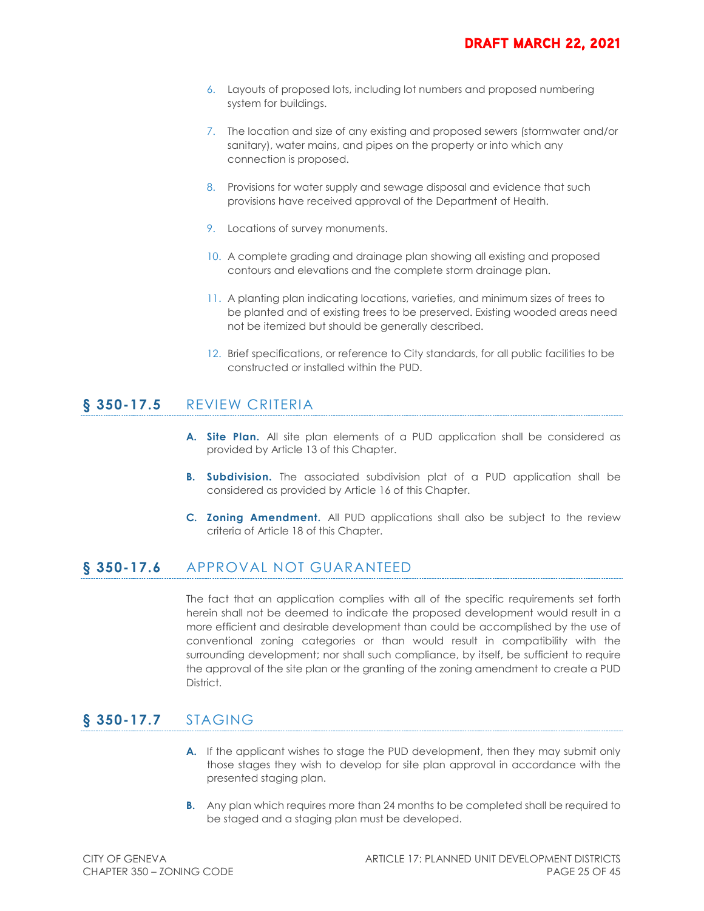6. Layouts of proposed lots, including lot numbers and proposed numbering system for buildings.

7. The location and size of any existing and proposed sewers (stormwater and/or sanitary), water mains, and pipes on the property or into which any connection is proposed.

8. Provisions for water supply and sewage disposal and evidence that such provisions have received approval of the Department of Health.

9. Locations of survey monuments.

10. A complete grading and drainage plan showing all existing and proposed contours and elevations and the complete storm drainage plan.

11. A planting plan indicating locations, varieties, and minimum sizes of trees to be planted and of existing trees to be preserved. Existing wooded areas need not be itemized but should be generally described.

12. Brief specifications, or reference to City standards, for all public facilities to be constructed or installed within the PUD.

## § 350-17.5 REVIEW CRITERIA

**A. Site Plan.** All site plan elements of a PUD application shall be considered as provided by Article 13 of this Chapter.

**B. Subdivision.** The associated subdivision plat of a PUD application shall be considered as provided by Article 16 of this Chapter.

**C. Zoning Amendment.** All PUD applications shall also be subject to the review criteria of Article 18 of this Chapter.

## § 350-17.6 APPROVAL NOT GUARANTEED

The fact that an application complies with all of the specific requirements set forth herein shall not be deemed to indicate the proposed development would result in a more efficient and desirable development than could be accomplished by the use of conventional zoning categories or than would result in compatibility with the surrounding development; nor shall such compliance, by itself, be sufficient to require the approval of the site plan or the granting of the zoning amendment to create a PUD District.

## § 350-17.7 STAGING

**A.** If the applicant wishes to stage the PUD development, then they may submit only those stages they wish to develop for site plan approval in accordance with the presented staging plan.

**B.** Any plan which requires more than 24 months to be completed shall be required to be staged and a staging plan must be developed.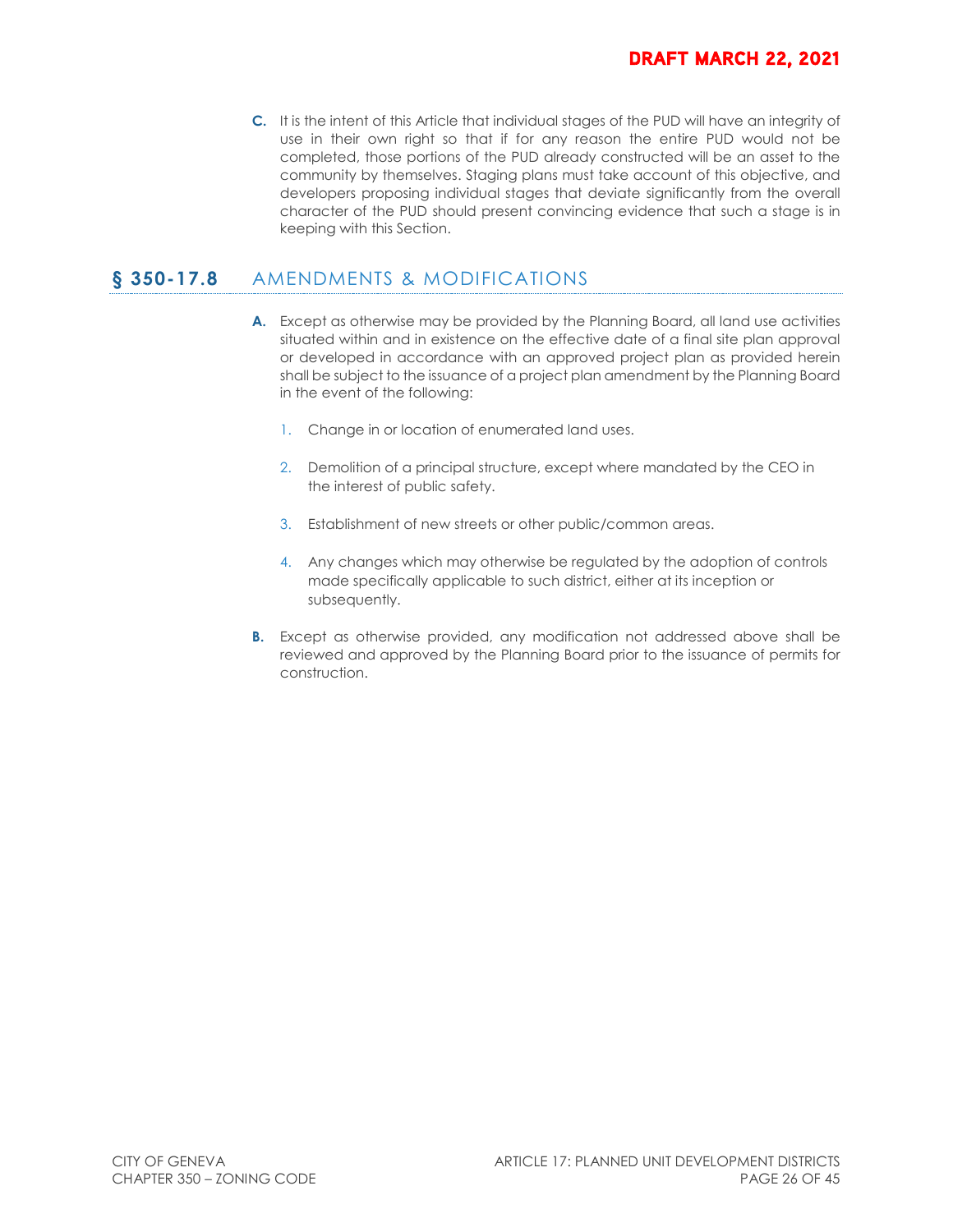**C.** It is the intent of this Article that individual stages of the PUD will have an integrity of use in their own right so that if for any reason the entire PUD would not be completed, those portions of the PUD already constructed will be an asset to the community by themselves. Staging plans must take account of this objective, and developers proposing individual stages that deviate significantly from the overall character of the PUD should present convincing evidence that such a stage is in keeping with this Section.

## § 350-17.8 AMENDMENTS & MODIFICATIONS

**A.** Except as otherwise may be provided by the Planning Board, all land use activities situated within and in existence on the effective date of a final site plan approval or developed in accordance with an approved project plan as provided herein shall be subject to the issuance of a project plan amendment by the Planning Board in the event of the following:

1. Change in or location of enumerated land uses.

2. Demolition of a principal structure, except where mandated by the CEO in the interest of public safety.

3. Establishment of new streets or other public/common areas.

4. Any changes which may otherwise be regulated by the adoption of controls made specifically applicable to such district, either at its inception or subsequently.

**B.** Except as otherwise provided, any modification not addressed above shall be reviewed and approved by the Planning Board prior to the issuance of permits for construction.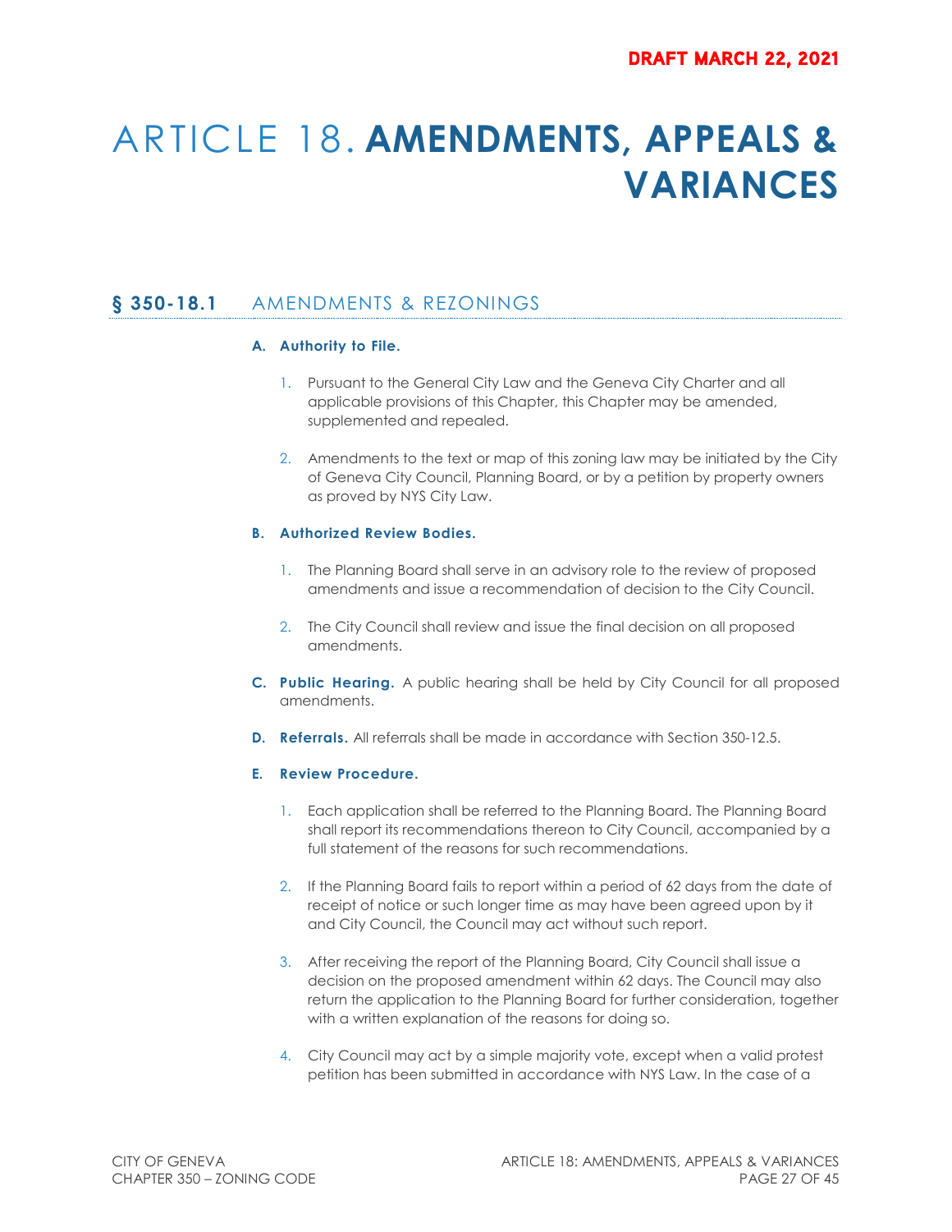DRAFT MARCH 22, 2021

# ARTICLE 18. AMENDMENTS, APPEALS & VARIANCES

## § 350-18.1 AMENDMENTS & REZONINGS

**A. Authority to File.**

1. Pursuant to the General City Law and the Geneva City Charter and all applicable provisions of this Chapter, this Chapter may be amended, supplemented and repealed.

2. Amendments to the text or map of this zoning law may be initiated by the City of Geneva City Council, Planning Board, or by a petition by property owners as proved by NYS City Law.

**B. Authorized Review Bodies.**

1. The Planning Board shall serve in an advisory role to the review of proposed amendments and issue a recommendation of decision to the City Council.

2. The City Council shall review and issue the final decision on all proposed amendments.

**C. Public Hearing.** A public hearing shall be held by City Council for all proposed amendments.

**D. Referrals.** All referrals shall be made in accordance with Section 350-12.5.

**E. Review Procedure.**

1. Each application shall be referred to the Planning Board. The Planning Board shall report its recommendations thereon to City Council, accompanied by a full statement of the reasons for such recommendations.

2. If the Planning Board fails to report within a period of 62 days from the date of receipt of notice or such longer time as may have been agreed upon by it and City Council, the Council may act without such report.

3. After receiving the report of the Planning Board, City Council shall issue a decision on the proposed amendment within 62 days. The Council may also return the application to the Planning Board for further consideration, together with a written explanation of the reasons for doing so.

4. City Council may act by a simple majority vote, except when a valid protest petition has been submitted in accordance with NYS Law. In the case of a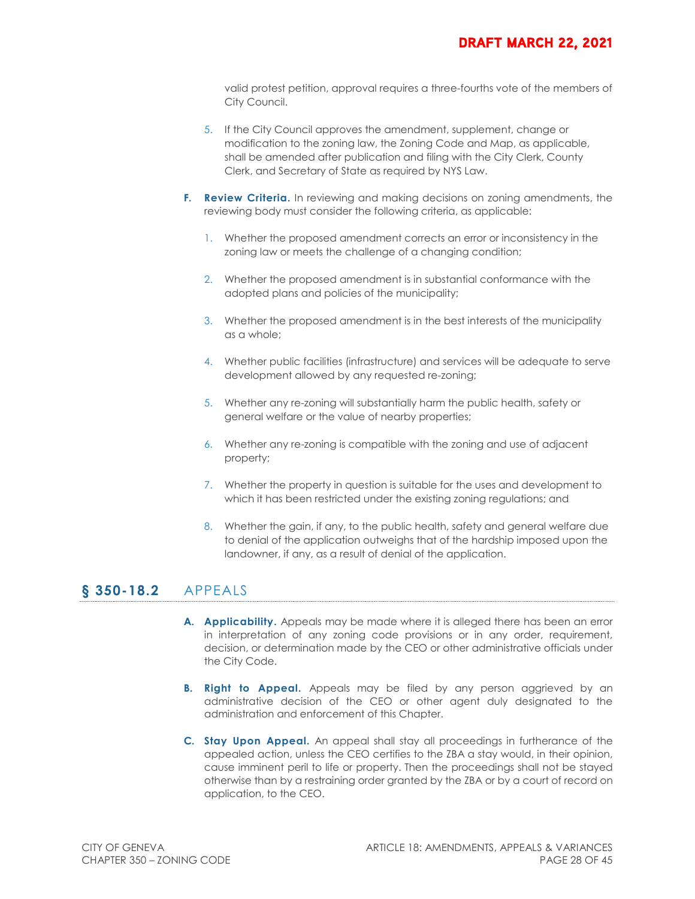valid protest petition, approval requires a three-fourths vote of the members of City Council.

5. If the City Council approves the amendment, supplement, change or modification to the zoning law, the Zoning Code and Map, as applicable, shall be amended after publication and filing with the City Clerk, County Clerk, and Secretary of State as required by NYS Law.

**F. Review Criteria.** In reviewing and making decisions on zoning amendments, the reviewing body must consider the following criteria, as applicable:

1. Whether the proposed amendment corrects an error or inconsistency in the zoning law or meets the challenge of a changing condition;
2. Whether the proposed amendment is in substantial conformance with the adopted plans and policies of the municipality;
3. Whether the proposed amendment is in the best interests of the municipality as a whole;
4. Whether public facilities (infrastructure) and services will be adequate to serve development allowed by any requested re-zoning;
5. Whether any re-zoning will substantially harm the public health, safety or general welfare or the value of nearby properties;
6. Whether any re-zoning is compatible with the zoning and use of adjacent property;
7. Whether the property in question is suitable for the uses and development to which it has been restricted under the existing zoning regulations; and
8. Whether the gain, if any, to the public health, safety and general welfare due to denial of the application outweighs that of the hardship imposed upon the landowner, if any, as a result of denial of the application.

## § 350-18.2 APPEALS

**A. Applicability.** Appeals may be made where it is alleged there has been an error in interpretation of any zoning code provisions or in any order, requirement, decision, or determination made by the CEO or other administrative officials under the City Code.

**B. Right to Appeal.** Appeals may be filed by any person aggrieved by an administrative decision of the CEO or other agent duly designated to the administration and enforcement of this Chapter.

**C. Stay Upon Appeal.** An appeal shall stay all proceedings in furtherance of the appealed action, unless the CEO certifies to the ZBA a stay would, in their opinion, cause imminent peril to life or property. Then the proceedings shall not be stayed otherwise than by a restraining order granted by the ZBA or by a court of record on application, to the CEO.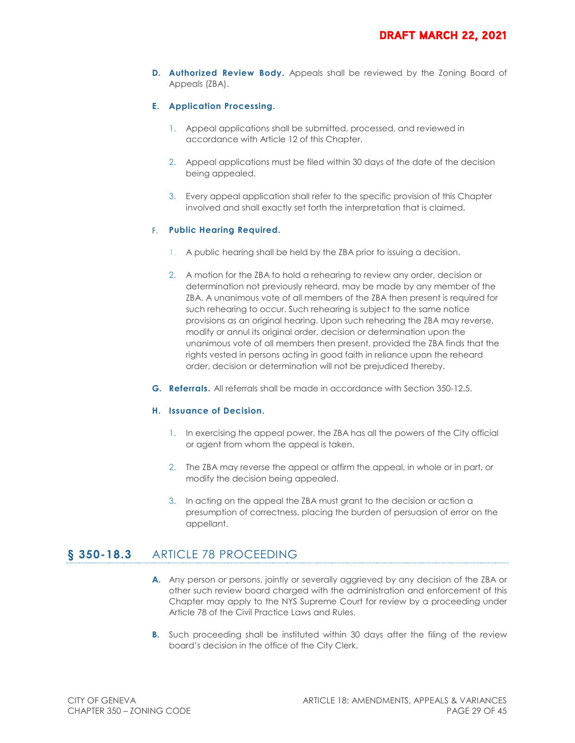**D. Authorized Review Body.** Appeals shall be reviewed by the Zoning Board of Appeals (ZBA).

**E. Application Processing.**

1. Appeal applications shall be submitted, processed, and reviewed in accordance with Article 12 of this Chapter.
2. Appeal applications must be filed within 30 days of the date of the decision being appealed.
3. Every appeal application shall refer to the specific provision of this Chapter involved and shall exactly set forth the interpretation that is claimed.

**F. Public Hearing Required.**

1. A public hearing shall be held by the ZBA prior to issuing a decision.
2. A motion for the ZBA to hold a rehearing to review any order, decision or determination not previously reheard, may be made by any member of the ZBA. A unanimous vote of all members of the ZBA then present is required for such rehearing to occur. Such rehearing is subject to the same notice provisions as an original hearing. Upon such rehearing the ZBA may reverse, modify or annul its original order, decision or determination upon the unanimous vote of all members then present, provided the ZBA finds that the rights vested in persons acting in good faith in reliance upon the reheard order, decision or determination will not be prejudiced thereby.

**G. Referrals.** All referrals shall be made in accordance with Section 350-12.5.

**H. Issuance of Decision.**

1. In exercising the appeal power, the ZBA has all the powers of the City official or agent from whom the appeal is taken.
2. The ZBA may reverse the appeal or affirm the appeal, in whole or in part, or modify the decision being appealed.
3. In acting on the appeal the ZBA must grant to the decision or action a presumption of correctness, placing the burden of persuasion of error on the appellant.

## § 350-18.3 ARTICLE 78 PROCEEDING

**A.** Any person or persons, jointly or severally aggrieved by any decision of the ZBA or other such review board charged with the administration and enforcement of this Chapter may apply to the NYS Supreme Court for review by a proceeding under Article 78 of the Civil Practice Laws and Rules.

**B.** Such proceeding shall be instituted within 30 days after the filing of the review board's decision in the office of the City Clerk.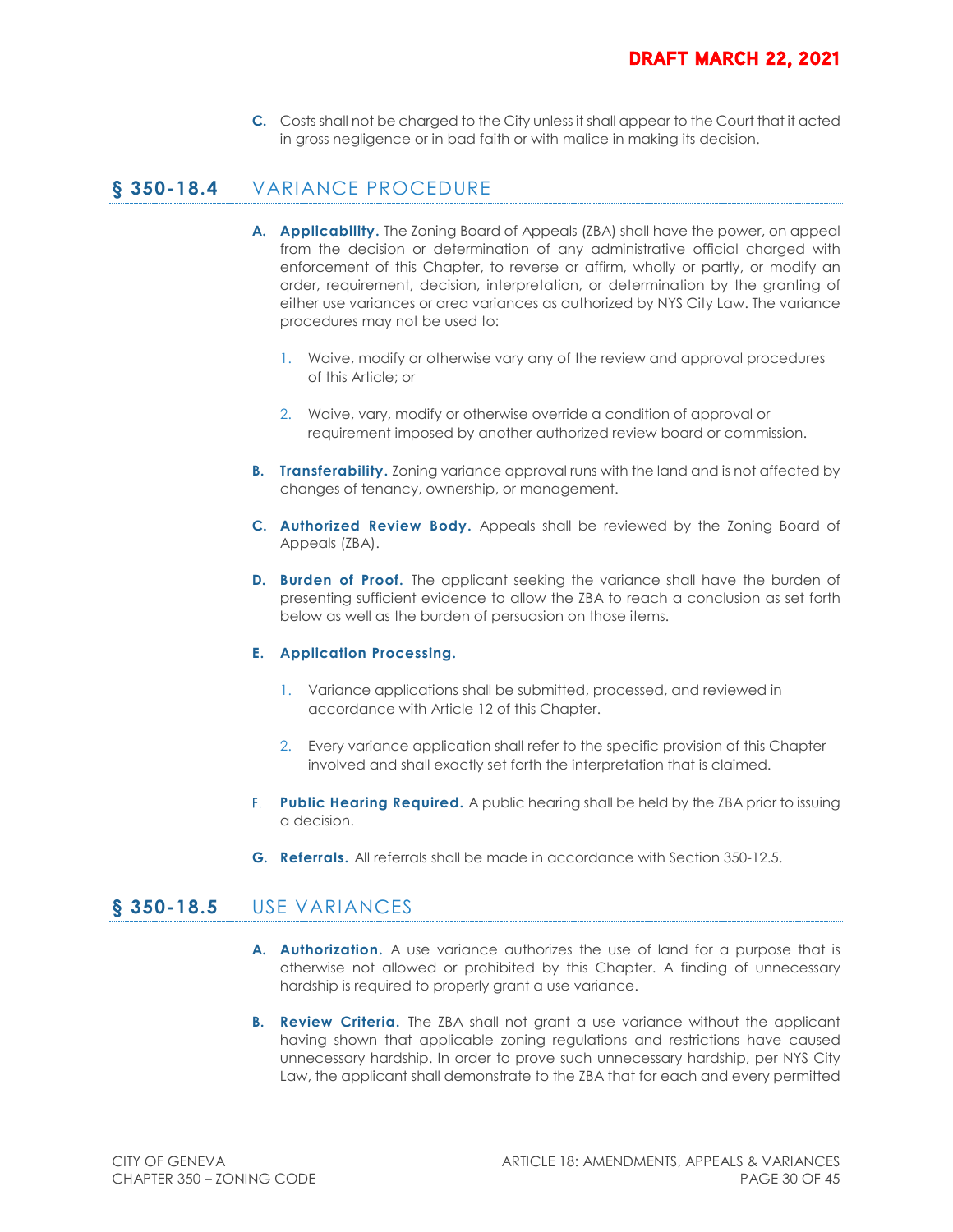**C.** Costs shall not be charged to the City unless it shall appear to the Court that it acted in gross negligence or in bad faith or with malice in making its decision.

## § 350-18.4 VARIANCE PROCEDURE

**A. Applicability.** The Zoning Board of Appeals (ZBA) shall have the power, on appeal from the decision or determination of any administrative official charged with enforcement of this Chapter, to reverse or affirm, wholly or partly, or modify an order, requirement, decision, interpretation, or determination by the granting of either use variances or area variances as authorized by NYS City Law. The variance procedures may not be used to:

1. Waive, modify or otherwise vary any of the review and approval procedures of this Article; or

2. Waive, vary, modify or otherwise override a condition of approval or requirement imposed by another authorized review board or commission.

**B. Transferability.** Zoning variance approval runs with the land and is not affected by changes of tenancy, ownership, or management.

**C. Authorized Review Body.** Appeals shall be reviewed by the Zoning Board of Appeals (ZBA).

**D. Burden of Proof.** The applicant seeking the variance shall have the burden of presenting sufficient evidence to allow the ZBA to reach a conclusion as set forth below as well as the burden of persuasion on those items.

**E. Application Processing.**

1. Variance applications shall be submitted, processed, and reviewed in accordance with Article 12 of this Chapter.

2. Every variance application shall refer to the specific provision of this Chapter involved and shall exactly set forth the interpretation that is claimed.

F. **Public Hearing Required.** A public hearing shall be held by the ZBA prior to issuing a decision.

**G. Referrals.** All referrals shall be made in accordance with Section 350-12.5.

## § 350-18.5 USE VARIANCES

**A. Authorization.** A use variance authorizes the use of land for a purpose that is otherwise not allowed or prohibited by this Chapter. A finding of unnecessary hardship is required to properly grant a use variance.

**B. Review Criteria.** The ZBA shall not grant a use variance without the applicant having shown that applicable zoning regulations and restrictions have caused unnecessary hardship. In order to prove such unnecessary hardship, per NYS City Law, the applicant shall demonstrate to the ZBA that for each and every permitted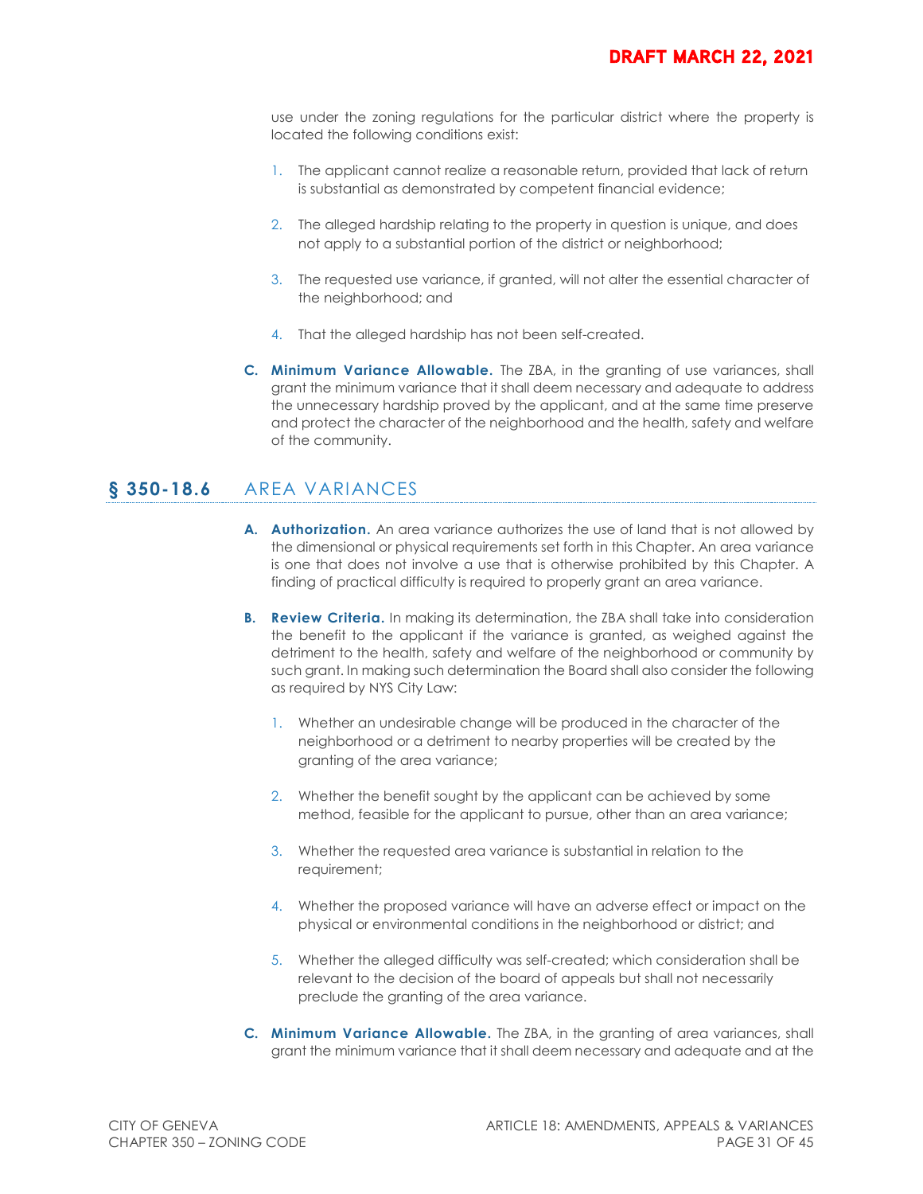use under the zoning regulations for the particular district where the property is located the following conditions exist:

1. The applicant cannot realize a reasonable return, provided that lack of return is substantial as demonstrated by competent financial evidence;

2. The alleged hardship relating to the property in question is unique, and does not apply to a substantial portion of the district or neighborhood;

3. The requested use variance, if granted, will not alter the essential character of the neighborhood; and

4. That the alleged hardship has not been self-created.

**C. Minimum Variance Allowable.** The ZBA, in the granting of use variances, shall grant the minimum variance that it shall deem necessary and adequate to address the unnecessary hardship proved by the applicant, and at the same time preserve and protect the character of the neighborhood and the health, safety and welfare of the community.

## § 350-18.6 AREA VARIANCES

**A. Authorization.** An area variance authorizes the use of land that is not allowed by the dimensional or physical requirements set forth in this Chapter. An area variance is one that does not involve a use that is otherwise prohibited by this Chapter. A finding of practical difficulty is required to properly grant an area variance.

**B. Review Criteria.** In making its determination, the ZBA shall take into consideration the benefit to the applicant if the variance is granted, as weighed against the detriment to the health, safety and welfare of the neighborhood or community by such grant. In making such determination the Board shall also consider the following as required by NYS City Law:

1. Whether an undesirable change will be produced in the character of the neighborhood or a detriment to nearby properties will be created by the granting of the area variance;

2. Whether the benefit sought by the applicant can be achieved by some method, feasible for the applicant to pursue, other than an area variance;

3. Whether the requested area variance is substantial in relation to the requirement;

4. Whether the proposed variance will have an adverse effect or impact on the physical or environmental conditions in the neighborhood or district; and

5. Whether the alleged difficulty was self-created; which consideration shall be relevant to the decision of the board of appeals but shall not necessarily preclude the granting of the area variance.

**C. Minimum Variance Allowable.** The ZBA, in the granting of area variances, shall grant the minimum variance that it shall deem necessary and adequate and at the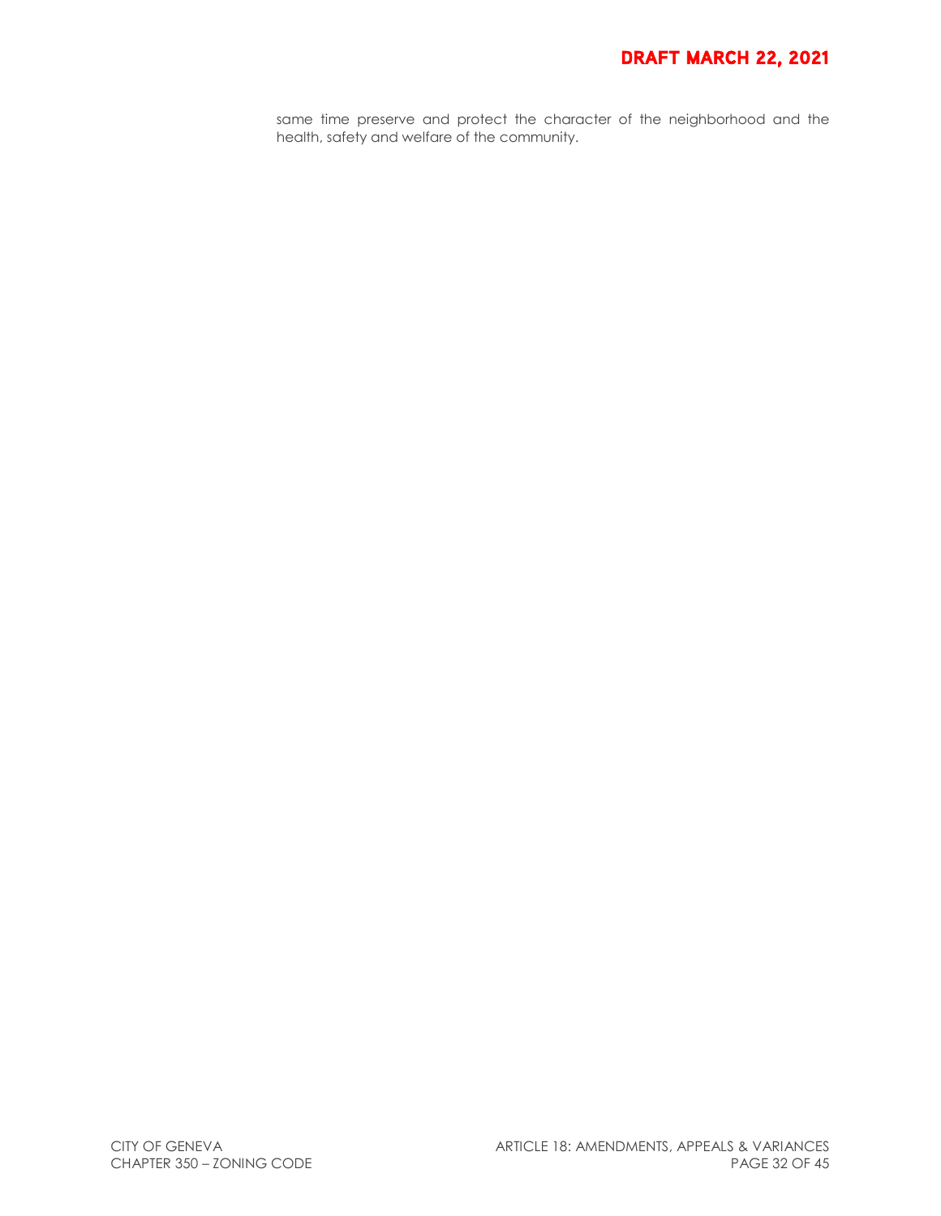same time preserve and protect the character of the neighborhood and the health, safety and welfare of the community.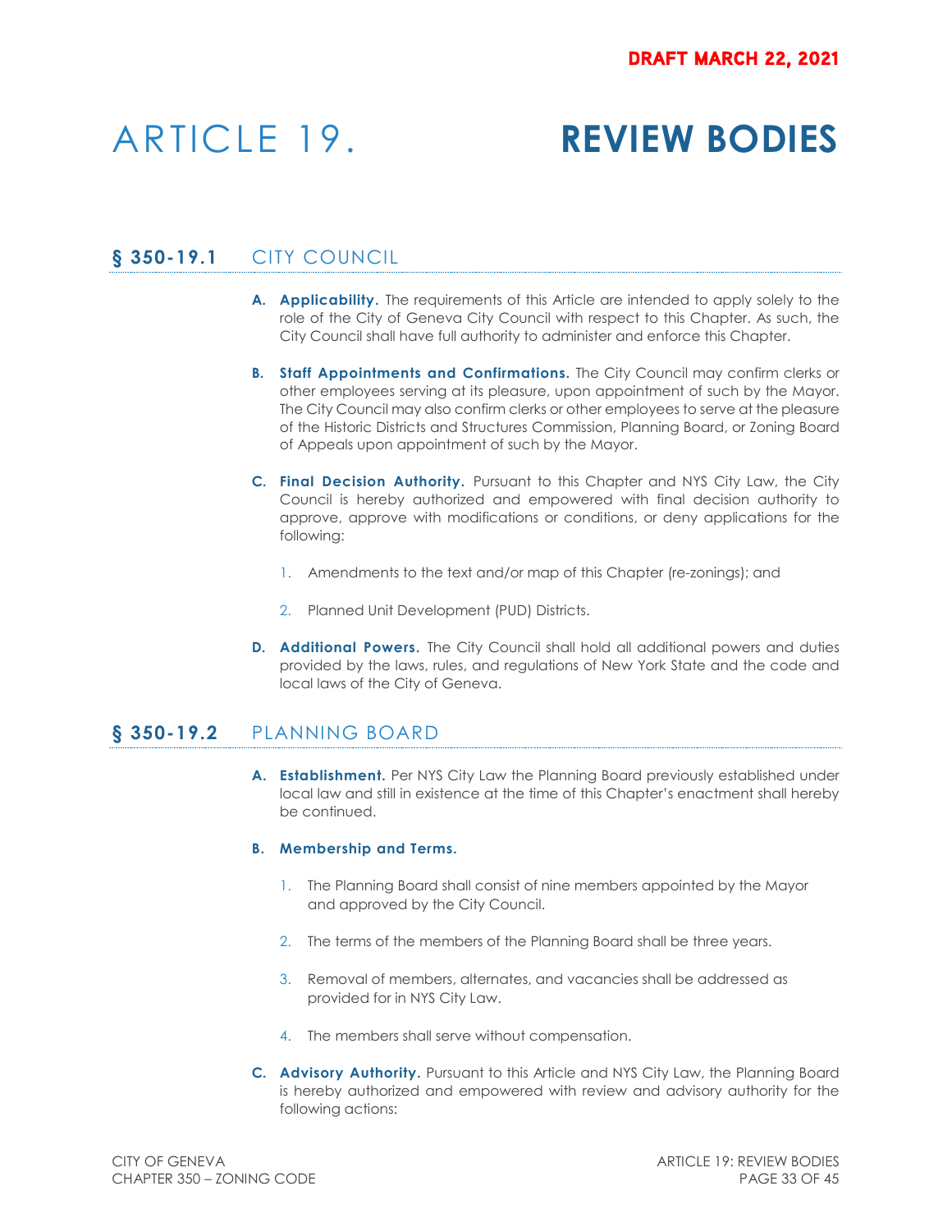DRAFT MARCH 22, 2021

# ARTICLE 19. REVIEW BODIES

## § 350-19.1 CITY COUNCIL

**A. Applicability.** The requirements of this Article are intended to apply solely to the role of the City of Geneva City Council with respect to this Chapter. As such, the City Council shall have full authority to administer and enforce this Chapter.

**B. Staff Appointments and Confirmations.** The City Council may confirm clerks or other employees serving at its pleasure, upon appointment of such by the Mayor. The City Council may also confirm clerks or other employees to serve at the pleasure of the Historic Districts and Structures Commission, Planning Board, or Zoning Board of Appeals upon appointment of such by the Mayor.

**C. Final Decision Authority.** Pursuant to this Chapter and NYS City Law, the City Council is hereby authorized and empowered with final decision authority to approve, approve with modifications or conditions, or deny applications for the following:

1. Amendments to the text and/or map of this Chapter (re-zonings); and
2. Planned Unit Development (PUD) Districts.

**D. Additional Powers.** The City Council shall hold all additional powers and duties provided by the laws, rules, and regulations of New York State and the code and local laws of the City of Geneva.

## § 350-19.2 PLANNING BOARD

**A. Establishment.** Per NYS City Law the Planning Board previously established under local law and still in existence at the time of this Chapter's enactment shall hereby be continued.

**B. Membership and Terms.**

1. The Planning Board shall consist of nine members appointed by the Mayor and approved by the City Council.
2. The terms of the members of the Planning Board shall be three years.
3. Removal of members, alternates, and vacancies shall be addressed as provided for in NYS City Law.
4. The members shall serve without compensation.

**C. Advisory Authority.** Pursuant to this Article and NYS City Law, the Planning Board is hereby authorized and empowered with review and advisory authority for the following actions: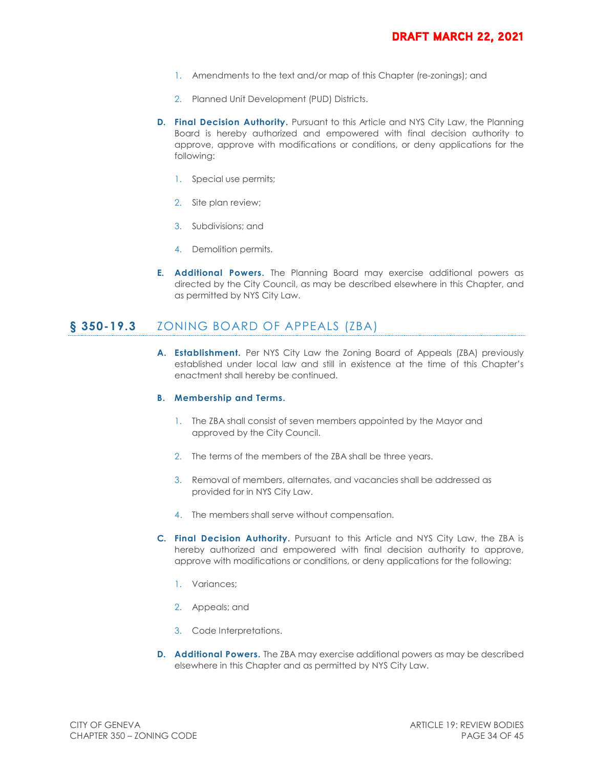1. Amendments to the text and/or map of this Chapter (re-zonings); and

2. Planned Unit Development (PUD) Districts.

**D. Final Decision Authority.** Pursuant to this Article and NYS City Law, the Planning Board is hereby authorized and empowered with final decision authority to approve, approve with modifications or conditions, or deny applications for the following:

1. Special use permits;

2. Site plan review;

3. Subdivisions; and

4. Demolition permits.

**E. Additional Powers.** The Planning Board may exercise additional powers as directed by the City Council, as may be described elsewhere in this Chapter, and as permitted by NYS City Law.

## § 350-19.3 ZONING BOARD OF APPEALS (ZBA)

**A. Establishment.** Per NYS City Law the Zoning Board of Appeals (ZBA) previously established under local law and still in existence at the time of this Chapter's enactment shall hereby be continued.

**B. Membership and Terms.**

1. The ZBA shall consist of seven members appointed by the Mayor and approved by the City Council.

2. The terms of the members of the ZBA shall be three years.

3. Removal of members, alternates, and vacancies shall be addressed as provided for in NYS City Law.

4. The members shall serve without compensation.

**C. Final Decision Authority.** Pursuant to this Article and NYS City Law, the ZBA is hereby authorized and empowered with final decision authority to approve, approve with modifications or conditions, or deny applications for the following:

1. Variances;

2. Appeals; and

3. Code Interpretations.

**D. Additional Powers.** The ZBA may exercise additional powers as may be described elsewhere in this Chapter and as permitted by NYS City Law.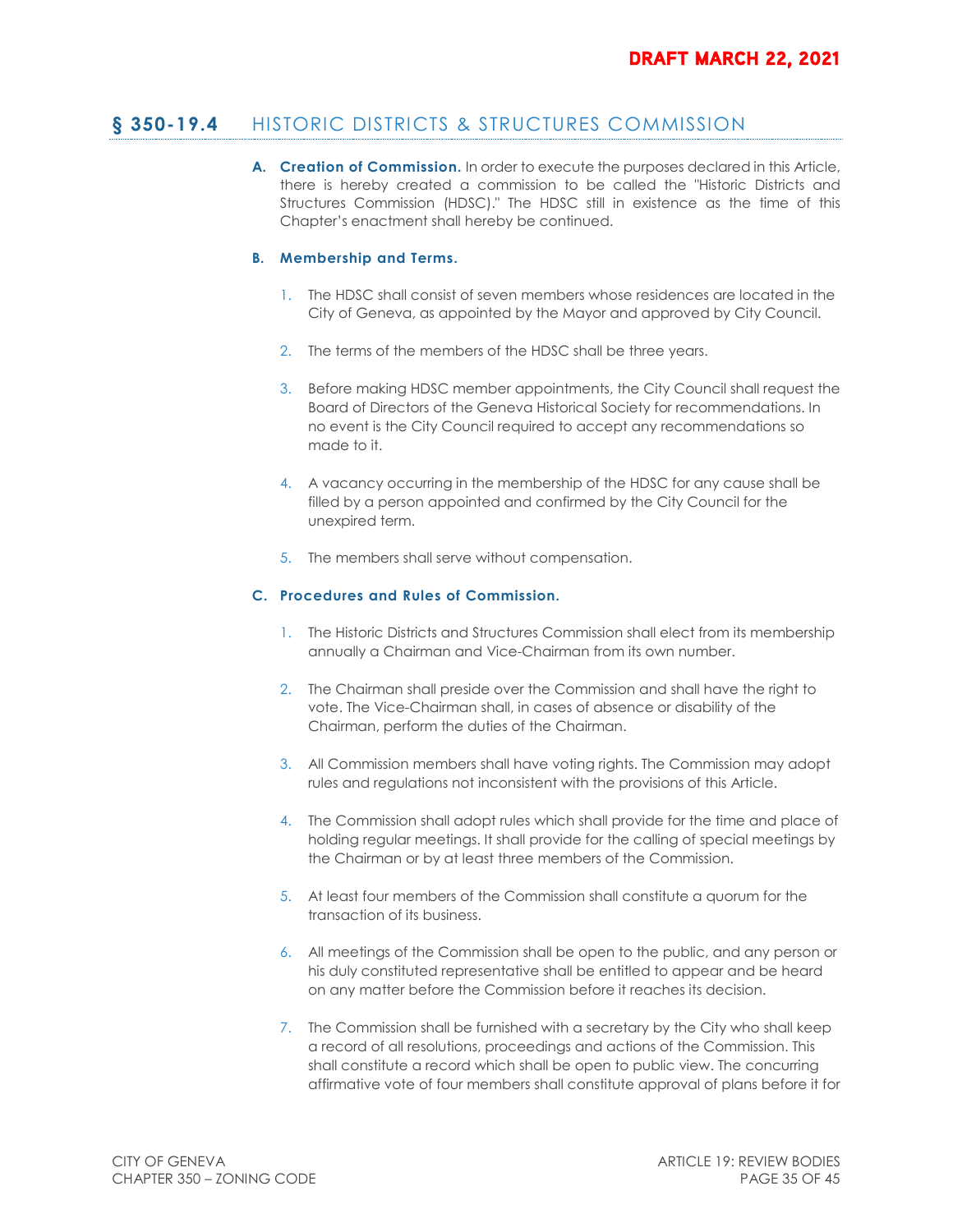## § 350-19.4 HISTORIC DISTRICTS & STRUCTURES COMMISSION

**A. Creation of Commission.** In order to execute the purposes declared in this Article, there is hereby created a commission to be called the "Historic Districts and Structures Commission (HDSC)." The HDSC still in existence as the time of this Chapter's enactment shall hereby be continued.

**B. Membership and Terms.**

1. The HDSC shall consist of seven members whose residences are located in the City of Geneva, as appointed by the Mayor and approved by City Council.

2. The terms of the members of the HDSC shall be three years.

3. Before making HDSC member appointments, the City Council shall request the Board of Directors of the Geneva Historical Society for recommendations. In no event is the City Council required to accept any recommendations so made to it.

4. A vacancy occurring in the membership of the HDSC for any cause shall be filled by a person appointed and confirmed by the City Council for the unexpired term.

5. The members shall serve without compensation.

**C. Procedures and Rules of Commission.**

1. The Historic Districts and Structures Commission shall elect from its membership annually a Chairman and Vice-Chairman from its own number.

2. The Chairman shall preside over the Commission and shall have the right to vote. The Vice-Chairman shall, in cases of absence or disability of the Chairman, perform the duties of the Chairman.

3. All Commission members shall have voting rights. The Commission may adopt rules and regulations not inconsistent with the provisions of this Article.

4. The Commission shall adopt rules which shall provide for the time and place of holding regular meetings. It shall provide for the calling of special meetings by the Chairman or by at least three members of the Commission.

5. At least four members of the Commission shall constitute a quorum for the transaction of its business.

6. All meetings of the Commission shall be open to the public, and any person or his duly constituted representative shall be entitled to appear and be heard on any matter before the Commission before it reaches its decision.

7. The Commission shall be furnished with a secretary by the City who shall keep a record of all resolutions, proceedings and actions of the Commission. This shall constitute a record which shall be open to public view. The concurring affirmative vote of four members shall constitute approval of plans before it for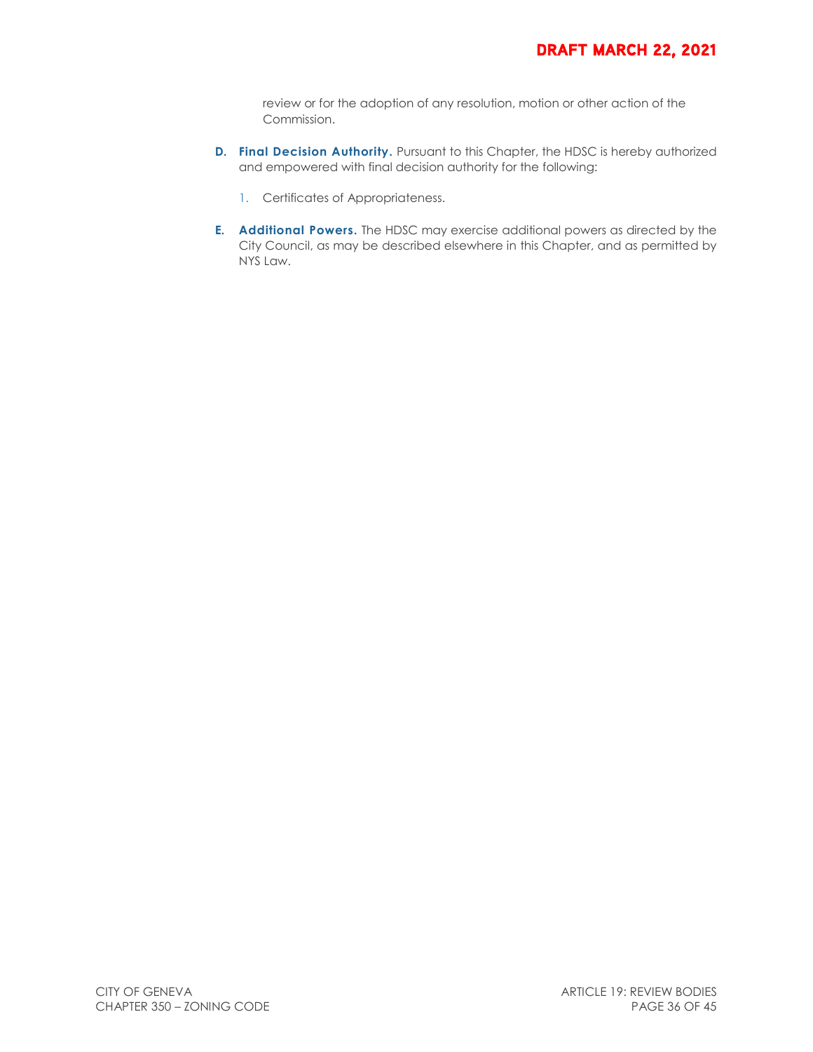review or for the adoption of any resolution, motion or other action of the Commission.

D. **Final Decision Authority.** Pursuant to this Chapter, the HDSC is hereby authorized and empowered with final decision authority for the following:

   1. Certificates of Appropriateness.

E. **Additional Powers.** The HDSC may exercise additional powers as directed by the City Council, as may be described elsewhere in this Chapter, and as permitted by NYS Law.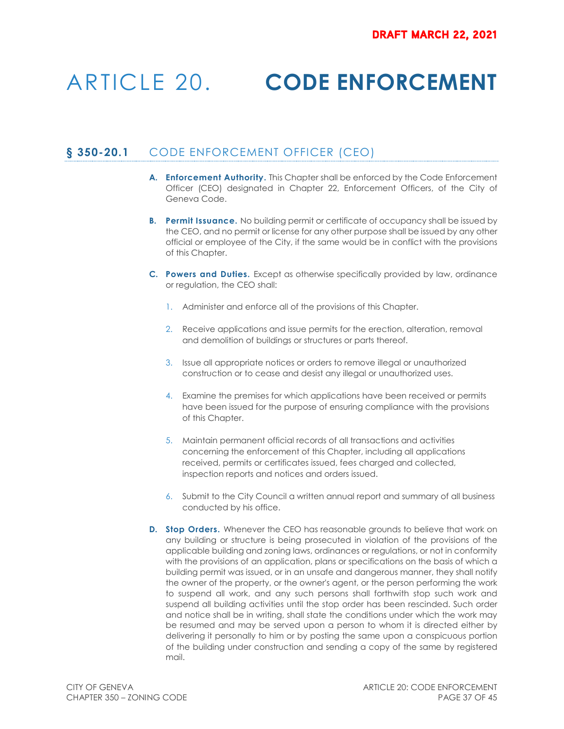**DRAFT MARCH 22, 2021**

# ARTICLE 20. CODE ENFORCEMENT

## § 350-20.1 CODE ENFORCEMENT OFFICER (CEO)

**A. Enforcement Authority.** This Chapter shall be enforced by the Code Enforcement Officer (CEO) designated in Chapter 22, Enforcement Officers, of the City of Geneva Code.

**B. Permit Issuance.** No building permit or certificate of occupancy shall be issued by the CEO, and no permit or license for any other purpose shall be issued by any other official or employee of the City, if the same would be in conflict with the provisions of this Chapter.

**C. Powers and Duties.** Except as otherwise specifically provided by law, ordinance or regulation, the CEO shall:

1. Administer and enforce all of the provisions of this Chapter.
2. Receive applications and issue permits for the erection, alteration, removal and demolition of buildings or structures or parts thereof.
3. Issue all appropriate notices or orders to remove illegal or unauthorized construction or to cease and desist any illegal or unauthorized uses.
4. Examine the premises for which applications have been received or permits have been issued for the purpose of ensuring compliance with the provisions of this Chapter.
5. Maintain permanent official records of all transactions and activities concerning the enforcement of this Chapter, including all applications received, permits or certificates issued, fees charged and collected, inspection reports and notices and orders issued.
6. Submit to the City Council a written annual report and summary of all business conducted by his office.

**D. Stop Orders.** Whenever the CEO has reasonable grounds to believe that work on any building or structure is being prosecuted in violation of the provisions of the applicable building and zoning laws, ordinances or regulations, or not in conformity with the provisions of an application, plans or specifications on the basis of which a building permit was issued, or in an unsafe and dangerous manner, they shall notify the owner of the property, or the owner's agent, or the person performing the work to suspend all work, and any such persons shall forthwith stop such work and suspend all building activities until the stop order has been rescinded. Such order and notice shall be in writing, shall state the conditions under which the work may be resumed and may be served upon a person to whom it is directed either by delivering it personally to him or by posting the same upon a conspicuous portion of the building under construction and sending a copy of the same by registered mail.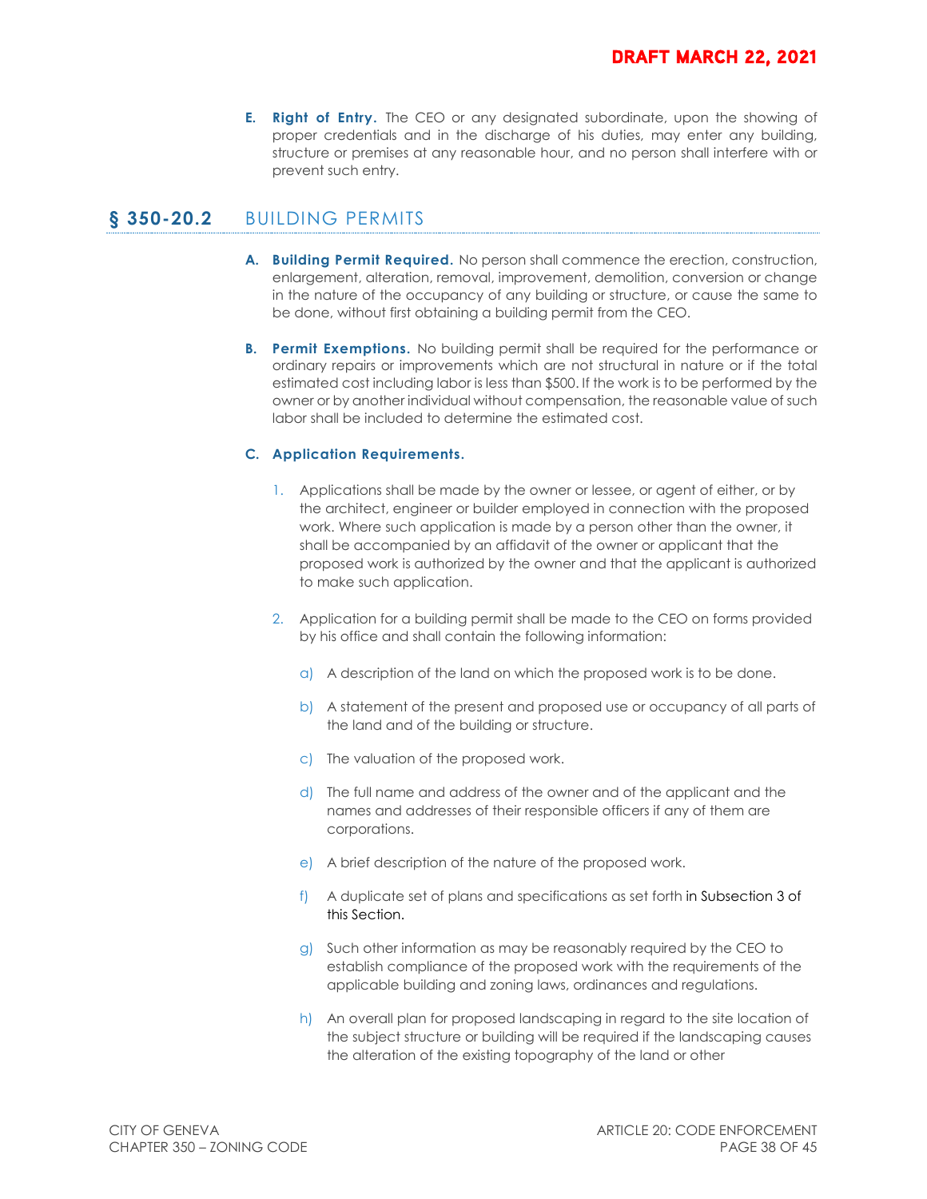**E. Right of Entry.** The CEO or any designated subordinate, upon the showing of proper credentials and in the discharge of his duties, may enter any building, structure or premises at any reasonable hour, and no person shall interfere with or prevent such entry.

## § 350-20.2 BUILDING PERMITS

**A. Building Permit Required.** No person shall commence the erection, construction, enlargement, alteration, removal, improvement, demolition, conversion or change in the nature of the occupancy of any building or structure, or cause the same to be done, without first obtaining a building permit from the CEO.

**B. Permit Exemptions.** No building permit shall be required for the performance or ordinary repairs or improvements which are not structural in nature or if the total estimated cost including labor is less than $500. If the work is to be performed by the owner or by another individual without compensation, the reasonable value of such labor shall be included to determine the estimated cost.

**C. Application Requirements.**

1. Applications shall be made by the owner or lessee, or agent of either, or by the architect, engineer or builder employed in connection with the proposed work. Where such application is made by a person other than the owner, it shall be accompanied by an affidavit of the owner or applicant that the proposed work is authorized by the owner and that the applicant is authorized to make such application.

2. Application for a building permit shall be made to the CEO on forms provided by his office and shall contain the following information:

   a) A description of the land on which the proposed work is to be done.

   b) A statement of the present and proposed use or occupancy of all parts of the land and of the building or structure.

   c) The valuation of the proposed work.

   d) The full name and address of the owner and of the applicant and the names and addresses of their responsible officers if any of them are corporations.

   e) A brief description of the nature of the proposed work.

   f) A duplicate set of plans and specifications as set forth in Subsection 3 of this Section.

   g) Such other information as may be reasonably required by the CEO to establish compliance of the proposed work with the requirements of the applicable building and zoning laws, ordinances and regulations.

   h) An overall plan for proposed landscaping in regard to the site location of the subject structure or building will be required if the landscaping causes the alteration of the existing topography of the land or other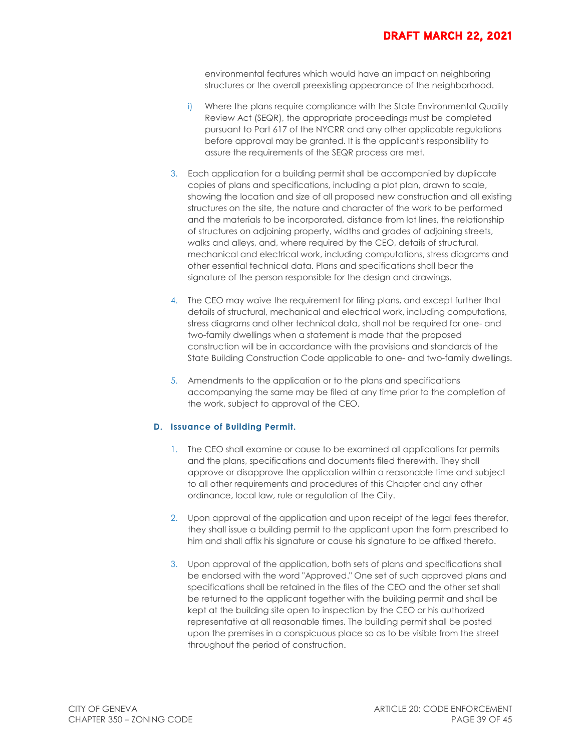environmental features which would have an impact on neighboring structures or the overall preexisting appearance of the neighborhood.

i) Where the plans require compliance with the State Environmental Quality Review Act (SEQR), the appropriate proceedings must be completed pursuant to Part 617 of the NYCRR and any other applicable regulations before approval may be granted. It is the applicant's responsibility to assure the requirements of the SEQR process are met.

3. Each application for a building permit shall be accompanied by duplicate copies of plans and specifications, including a plot plan, drawn to scale, showing the location and size of all proposed new construction and all existing structures on the site, the nature and character of the work to be performed and the materials to be incorporated, distance from lot lines, the relationship of structures on adjoining property, widths and grades of adjoining streets, walks and alleys, and, where required by the CEO, details of structural, mechanical and electrical work, including computations, stress diagrams and other essential technical data. Plans and specifications shall bear the signature of the person responsible for the design and drawings.

4. The CEO may waive the requirement for filing plans, and except further that details of structural, mechanical and electrical work, including computations, stress diagrams and other technical data, shall not be required for one- and two-family dwellings when a statement is made that the proposed construction will be in accordance with the provisions and standards of the State Building Construction Code applicable to one- and two-family dwellings.

5. Amendments to the application or to the plans and specifications accompanying the same may be filed at any time prior to the completion of the work, subject to approval of the CEO.

### D. Issuance of Building Permit.

1. The CEO shall examine or cause to be examined all applications for permits and the plans, specifications and documents filed therewith. They shall approve or disapprove the application within a reasonable time and subject to all other requirements and procedures of this Chapter and any other ordinance, local law, rule or regulation of the City.

2. Upon approval of the application and upon receipt of the legal fees therefor, they shall issue a building permit to the applicant upon the form prescribed to him and shall affix his signature or cause his signature to be affixed thereto.

3. Upon approval of the application, both sets of plans and specifications shall be endorsed with the word "Approved." One set of such approved plans and specifications shall be retained in the files of the CEO and the other set shall be returned to the applicant together with the building permit and shall be kept at the building site open to inspection by the CEO or his authorized representative at all reasonable times. The building permit shall be posted upon the premises in a conspicuous place so as to be visible from the street throughout the period of construction.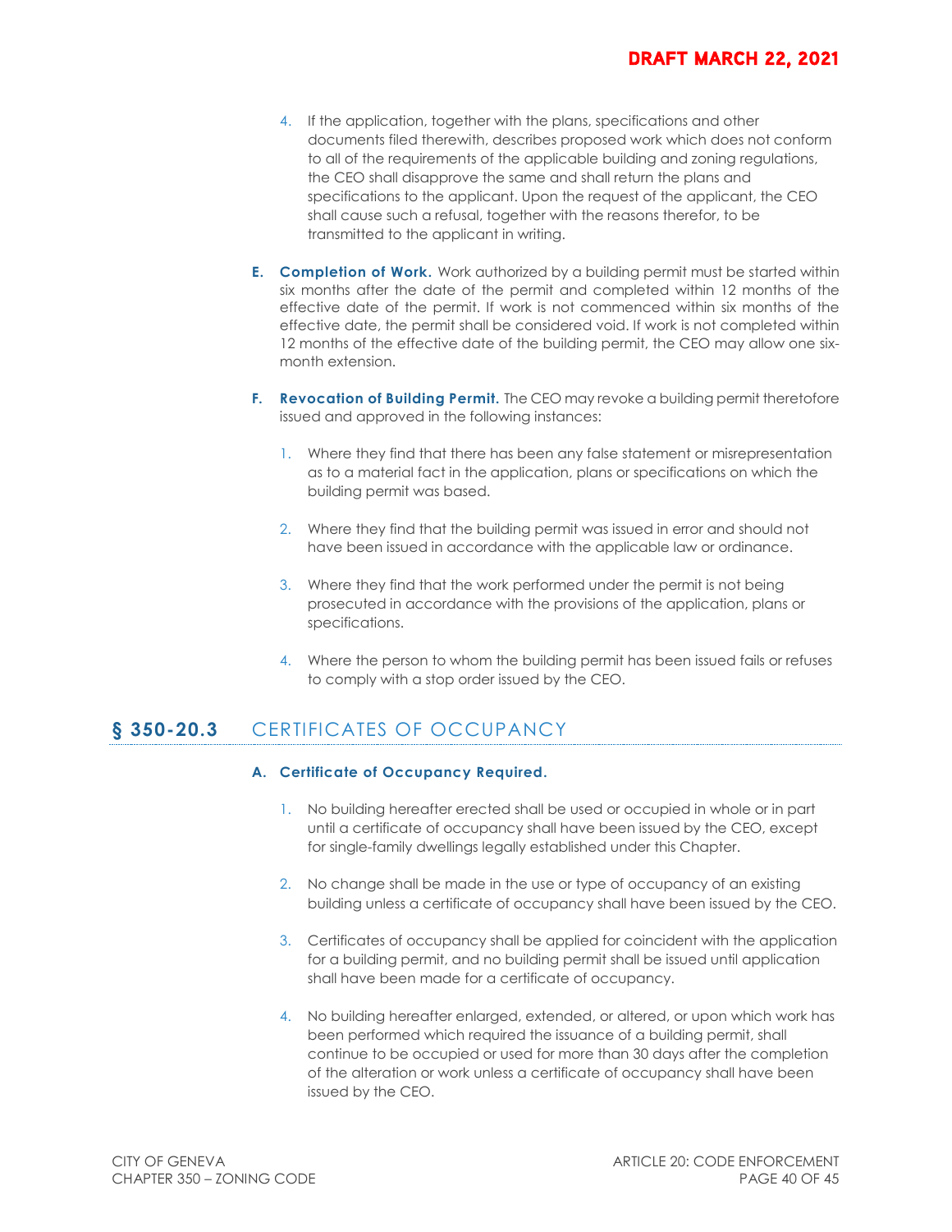4. If the application, together with the plans, specifications and other documents filed therewith, describes proposed work which does not conform to all of the requirements of the applicable building and zoning regulations, the CEO shall disapprove the same and shall return the plans and specifications to the applicant. Upon the request of the applicant, the CEO shall cause such a refusal, together with the reasons therefor, to be transmitted to the applicant in writing.

**E. Completion of Work.** Work authorized by a building permit must be started within six months after the date of the permit and completed within 12 months of the effective date of the permit. If work is not commenced within six months of the effective date, the permit shall be considered void. If work is not completed within 12 months of the effective date of the building permit, the CEO may allow one six-month extension.

**F. Revocation of Building Permit.** The CEO may revoke a building permit theretofore issued and approved in the following instances:

1. Where they find that there has been any false statement or misrepresentation as to a material fact in the application, plans or specifications on which the building permit was based.

2. Where they find that the building permit was issued in error and should not have been issued in accordance with the applicable law or ordinance.

3. Where they find that the work performed under the permit is not being prosecuted in accordance with the provisions of the application, plans or specifications.

4. Where the person to whom the building permit has been issued fails or refuses to comply with a stop order issued by the CEO.

## § 350-20.3 CERTIFICATES OF OCCUPANCY

### A. Certificate of Occupancy Required.

1. No building hereafter erected shall be used or occupied in whole or in part until a certificate of occupancy shall have been issued by the CEO, except for single-family dwellings legally established under this Chapter.

2. No change shall be made in the use or type of occupancy of an existing building unless a certificate of occupancy shall have been issued by the CEO.

3. Certificates of occupancy shall be applied for coincident with the application for a building permit, and no building permit shall be issued until application shall have been made for a certificate of occupancy.

4. No building hereafter enlarged, extended, or altered, or upon which work has been performed which required the issuance of a building permit, shall continue to be occupied or used for more than 30 days after the completion of the alteration or work unless a certificate of occupancy shall have been issued by the CEO.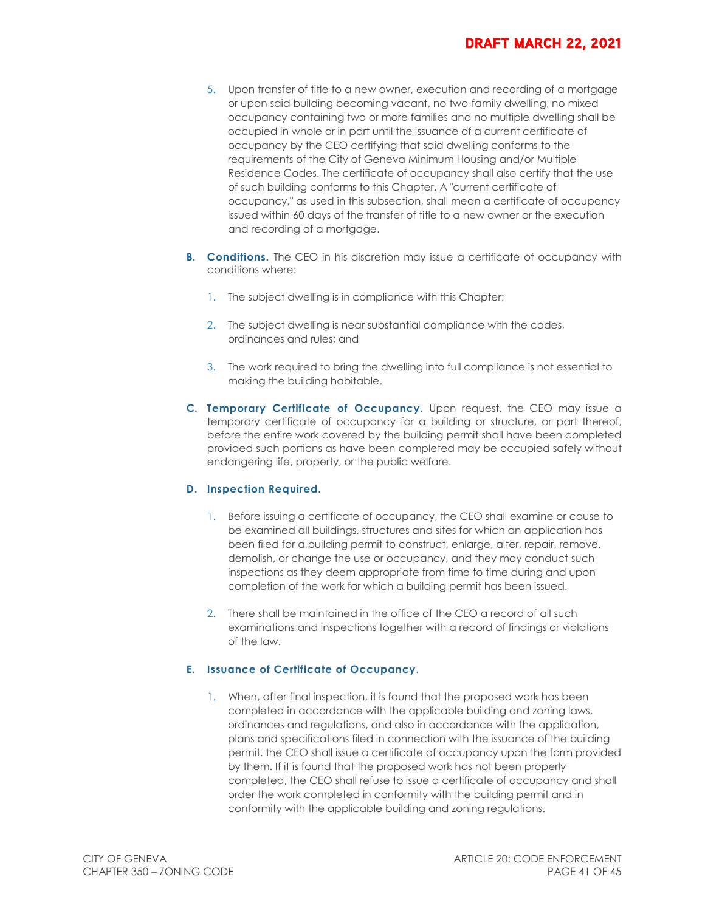5. Upon transfer of title to a new owner, execution and recording of a mortgage or upon said building becoming vacant, no two-family dwelling, no mixed occupancy containing two or more families and no multiple dwelling shall be occupied in whole or in part until the issuance of a current certificate of occupancy by the CEO certifying that said dwelling conforms to the requirements of the City of Geneva Minimum Housing and/or Multiple Residence Codes. The certificate of occupancy shall also certify that the use of such building conforms to this Chapter. A "current certificate of occupancy," as used in this subsection, shall mean a certificate of occupancy issued within 60 days of the transfer of title to a new owner or the execution and recording of a mortgage.

**B. Conditions.** The CEO in his discretion may issue a certificate of occupancy with conditions where:

1. The subject dwelling is in compliance with this Chapter;

2. The subject dwelling is near substantial compliance with the codes, ordinances and rules; and

3. The work required to bring the dwelling into full compliance is not essential to making the building habitable.

**C. Temporary Certificate of Occupancy.** Upon request, the CEO may issue a temporary certificate of occupancy for a building or structure, or part thereof, before the entire work covered by the building permit shall have been completed provided such portions as have been completed may be occupied safely without endangering life, property, or the public welfare.

**D. Inspection Required.**

1. Before issuing a certificate of occupancy, the CEO shall examine or cause to be examined all buildings, structures and sites for which an application has been filed for a building permit to construct, enlarge, alter, repair, remove, demolish, or change the use or occupancy, and they may conduct such inspections as they deem appropriate from time to time during and upon completion of the work for which a building permit has been issued.

2. There shall be maintained in the office of the CEO a record of all such examinations and inspections together with a record of findings or violations of the law.

**E. Issuance of Certificate of Occupancy.**

1. When, after final inspection, it is found that the proposed work has been completed in accordance with the applicable building and zoning laws, ordinances and regulations, and also in accordance with the application, plans and specifications filed in connection with the issuance of the building permit, the CEO shall issue a certificate of occupancy upon the form provided by them. If it is found that the proposed work has not been properly completed, the CEO shall refuse to issue a certificate of occupancy and shall order the work completed in conformity with the building permit and in conformity with the applicable building and zoning regulations.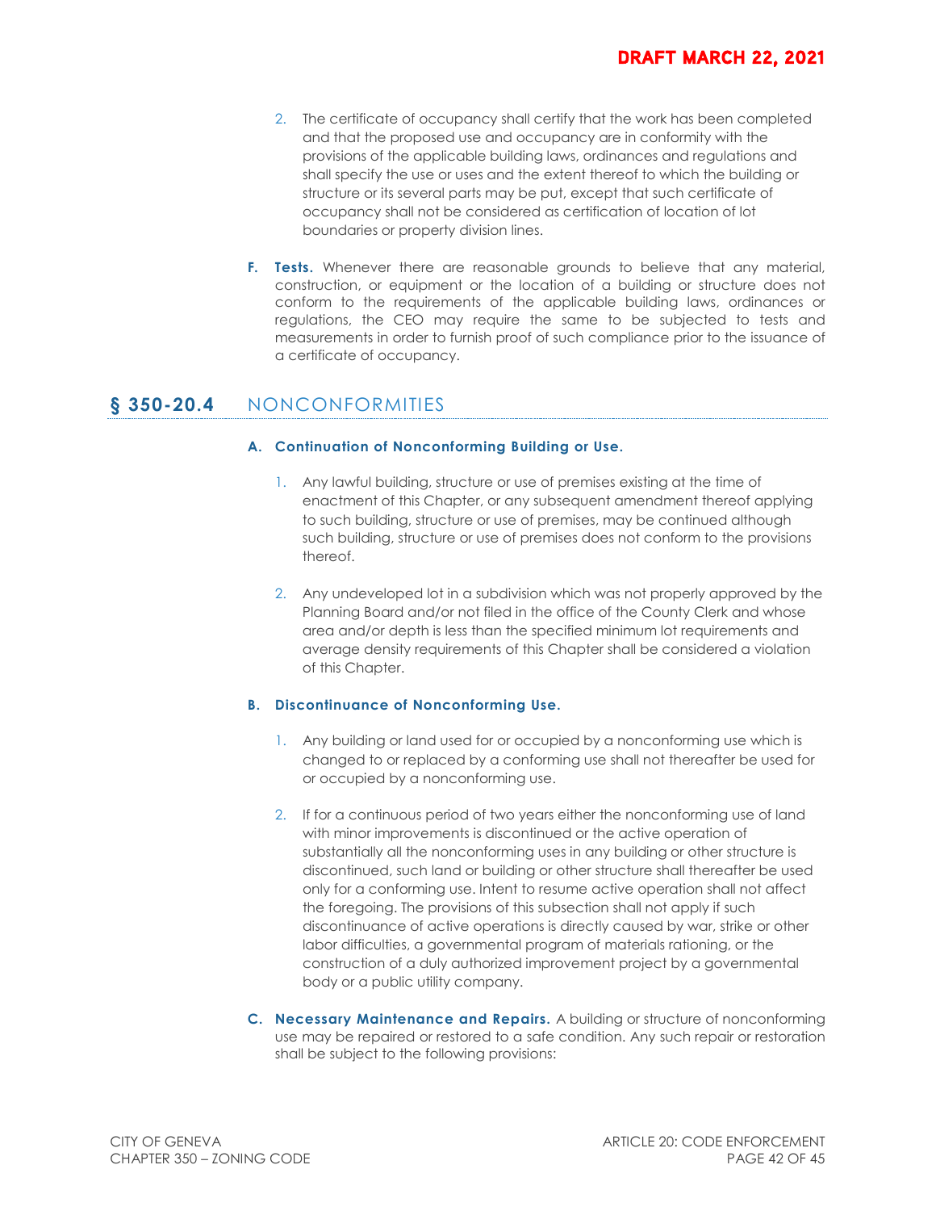2. The certificate of occupancy shall certify that the work has been completed and that the proposed use and occupancy are in conformity with the provisions of the applicable building laws, ordinances and regulations and shall specify the use or uses and the extent thereof to which the building or structure or its several parts may be put, except that such certificate of occupancy shall not be considered as certification of location of lot boundaries or property division lines.

**F. Tests.** Whenever there are reasonable grounds to believe that any material, construction, or equipment or the location of a building or structure does not conform to the requirements of the applicable building laws, ordinances or regulations, the CEO may require the same to be subjected to tests and measurements in order to furnish proof of such compliance prior to the issuance of a certificate of occupancy.

## § 350-20.4 NONCONFORMITIES

### A. Continuation of Nonconforming Building or Use.

1. Any lawful building, structure or use of premises existing at the time of enactment of this Chapter, or any subsequent amendment thereof applying to such building, structure or use of premises, may be continued although such building, structure or use of premises does not conform to the provisions thereof.

2. Any undeveloped lot in a subdivision which was not properly approved by the Planning Board and/or not filed in the office of the County Clerk and whose area and/or depth is less than the specified minimum lot requirements and average density requirements of this Chapter shall be considered a violation of this Chapter.

### B. Discontinuance of Nonconforming Use.

1. Any building or land used for or occupied by a nonconforming use which is changed to or replaced by a conforming use shall not thereafter be used for or occupied by a nonconforming use.

2. If for a continuous period of two years either the nonconforming use of land with minor improvements is discontinued or the active operation of substantially all the nonconforming uses in any building or other structure is discontinued, such land or building or other structure shall thereafter be used only for a conforming use. Intent to resume active operation shall not affect the foregoing. The provisions of this subsection shall not apply if such discontinuance of active operations is directly caused by war, strike or other labor difficulties, a governmental program of materials rationing, or the construction of a duly authorized improvement project by a governmental body or a public utility company.

**C. Necessary Maintenance and Repairs.** A building or structure of nonconforming use may be repaired or restored to a safe condition. Any such repair or restoration shall be subject to the following provisions: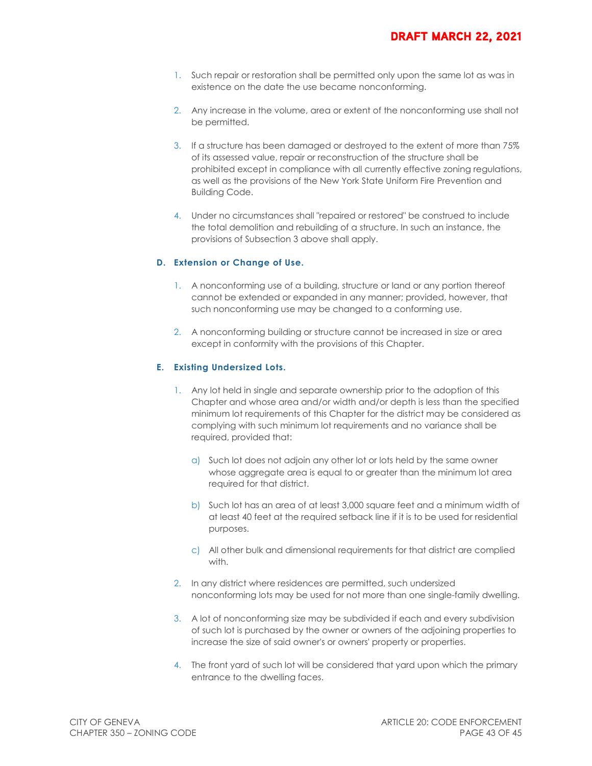1. Such repair or restoration shall be permitted only upon the same lot as was in existence on the date the use became nonconforming.

2. Any increase in the volume, area or extent of the nonconforming use shall not be permitted.

3. If a structure has been damaged or destroyed to the extent of more than 75% of its assessed value, repair or reconstruction of the structure shall be prohibited except in compliance with all currently effective zoning regulations, as well as the provisions of the New York State Uniform Fire Prevention and Building Code.

4. Under no circumstances shall "repaired or restored" be construed to include the total demolition and rebuilding of a structure. In such an instance, the provisions of Subsection 3 above shall apply.

### D. Extension or Change of Use.

1. A nonconforming use of a building, structure or land or any portion thereof cannot be extended or expanded in any manner; provided, however, that such nonconforming use may be changed to a conforming use.

2. A nonconforming building or structure cannot be increased in size or area except in conformity with the provisions of this Chapter.

### E. Existing Undersized Lots.

1. Any lot held in single and separate ownership prior to the adoption of this Chapter and whose area and/or width and/or depth is less than the specified minimum lot requirements of this Chapter for the district may be considered as complying with such minimum lot requirements and no variance shall be required, provided that:

   a) Such lot does not adjoin any other lot or lots held by the same owner whose aggregate area is equal to or greater than the minimum lot area required for that district.

   b) Such lot has an area of at least 3,000 square feet and a minimum width of at least 40 feet at the required setback line if it is to be used for residential purposes.

   c) All other bulk and dimensional requirements for that district are complied with.

2. In any district where residences are permitted, such undersized nonconforming lots may be used for not more than one single-family dwelling.

3. A lot of nonconforming size may be subdivided if each and every subdivision of such lot is purchased by the owner or owners of the adjoining properties to increase the size of said owner's or owners' property or properties.

4. The front yard of such lot will be considered that yard upon which the primary entrance to the dwelling faces.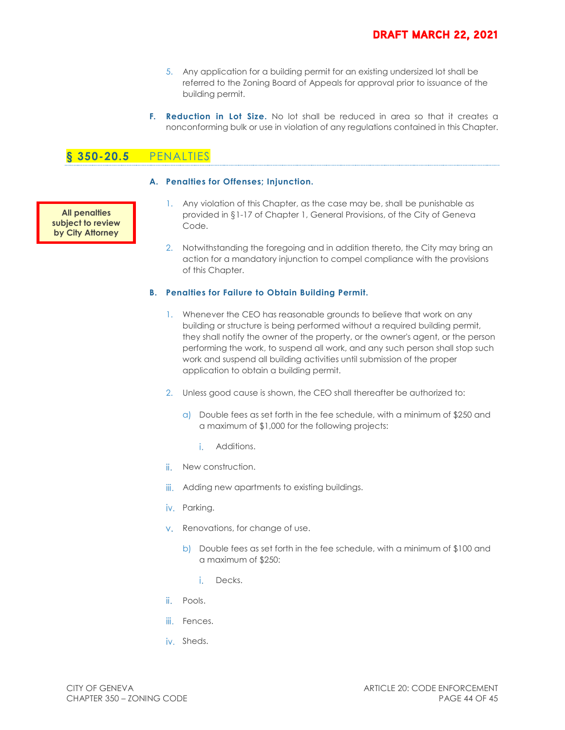**DRAFT MARCH 22, 2021**

5. Any application for a building permit for an existing undersized lot shall be referred to the Zoning Board of Appeals for approval prior to issuance of the building permit.

**F. Reduction in Lot Size.** No lot shall be reduced in area so that it creates a nonconforming bulk or use in violation of any regulations contained in this Chapter.

## § 350-20.5 PENALTIES

**A. Penalties for Offenses; Injunction.**

> **All penalties subject to review by City Attorney**

1. Any violation of this Chapter, as the case may be, shall be punishable as provided in §1-17 of Chapter 1, General Provisions, of the City of Geneva Code.

2. Notwithstanding the foregoing and in addition thereto, the City may bring an action for a mandatory injunction to compel compliance with the provisions of this Chapter.

**B. Penalties for Failure to Obtain Building Permit.**

1. Whenever the CEO has reasonable grounds to believe that work on any building or structure is being performed without a required building permit, they shall notify the owner of the property, or the owner's agent, or the person performing the work, to suspend all work, and any such person shall stop such work and suspend all building activities until submission of the proper application to obtain a building permit.

2. Unless good cause is shown, the CEO shall thereafter be authorized to:

   a) Double fees as set forth in the fee schedule, with a minimum of $250 and a maximum of $1,000 for the following projects:

      i. Additions.

      ii. New construction.

      iii. Adding new apartments to existing buildings.

      iv. Parking.

      v. Renovations, for change of use.

   b) Double fees as set forth in the fee schedule, with a minimum of $100 and a maximum of $250:

      i. Decks.

      ii. Pools.

      iii. Fences.

      iv. Sheds.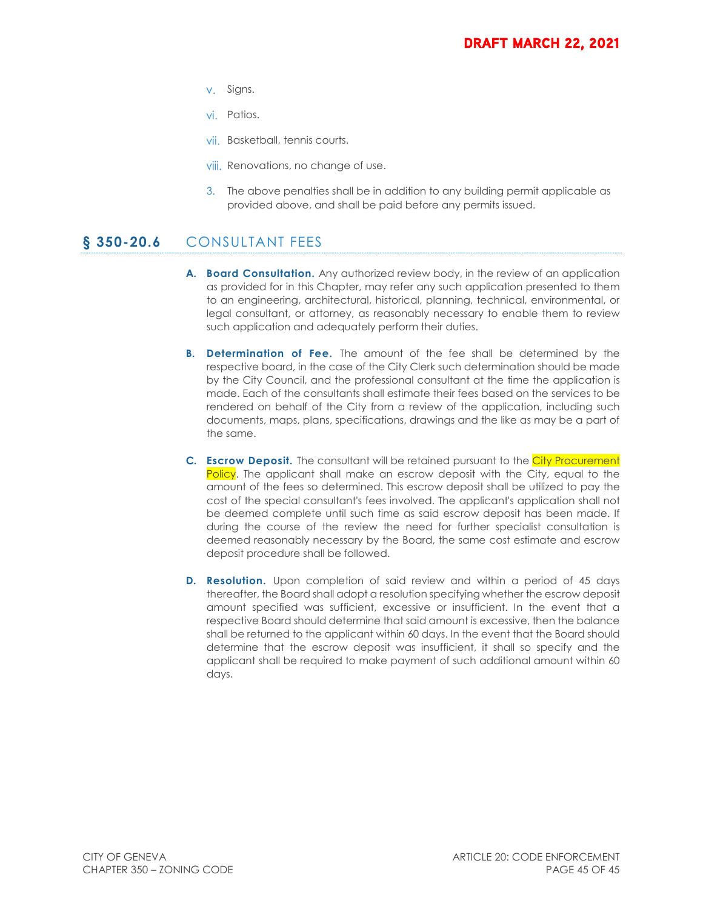v. Signs.

vi. Patios.

vii. Basketball, tennis courts.

viii. Renovations, no change of use.

3. The above penalties shall be in addition to any building permit applicable as provided above, and shall be paid before any permits issued.

## § 350-20.6 CONSULTANT FEES

**A. Board Consultation.** Any authorized review body, in the review of an application as provided for in this Chapter, may refer any such application presented to them to an engineering, architectural, historical, planning, technical, environmental, or legal consultant, or attorney, as reasonably necessary to enable them to review such application and adequately perform their duties.

**B. Determination of Fee.** The amount of the fee shall be determined by the respective board, in the case of the City Clerk such determination should be made by the City Council, and the professional consultant at the time the application is made. Each of the consultants shall estimate their fees based on the services to be rendered on behalf of the City from a review of the application, including such documents, maps, plans, specifications, drawings and the like as may be a part of the same.

**C. Escrow Deposit.** The consultant will be retained pursuant to the City Procurement Policy. The applicant shall make an escrow deposit with the City, equal to the amount of the fees so determined. This escrow deposit shall be utilized to pay the cost of the special consultant's fees involved. The applicant's application shall not be deemed complete until such time as said escrow deposit has been made. If during the course of the review the need for further specialist consultation is deemed reasonably necessary by the Board, the same cost estimate and escrow deposit procedure shall be followed.

**D. Resolution.** Upon completion of said review and within a period of 45 days thereafter, the Board shall adopt a resolution specifying whether the escrow deposit amount specified was sufficient, excessive or insufficient. In the event that a respective Board should determine that said amount is excessive, then the balance shall be returned to the applicant within 60 days. In the event that the Board should determine that the escrow deposit was insufficient, it shall so specify and the applicant shall be required to make payment of such additional amount within 60 days.